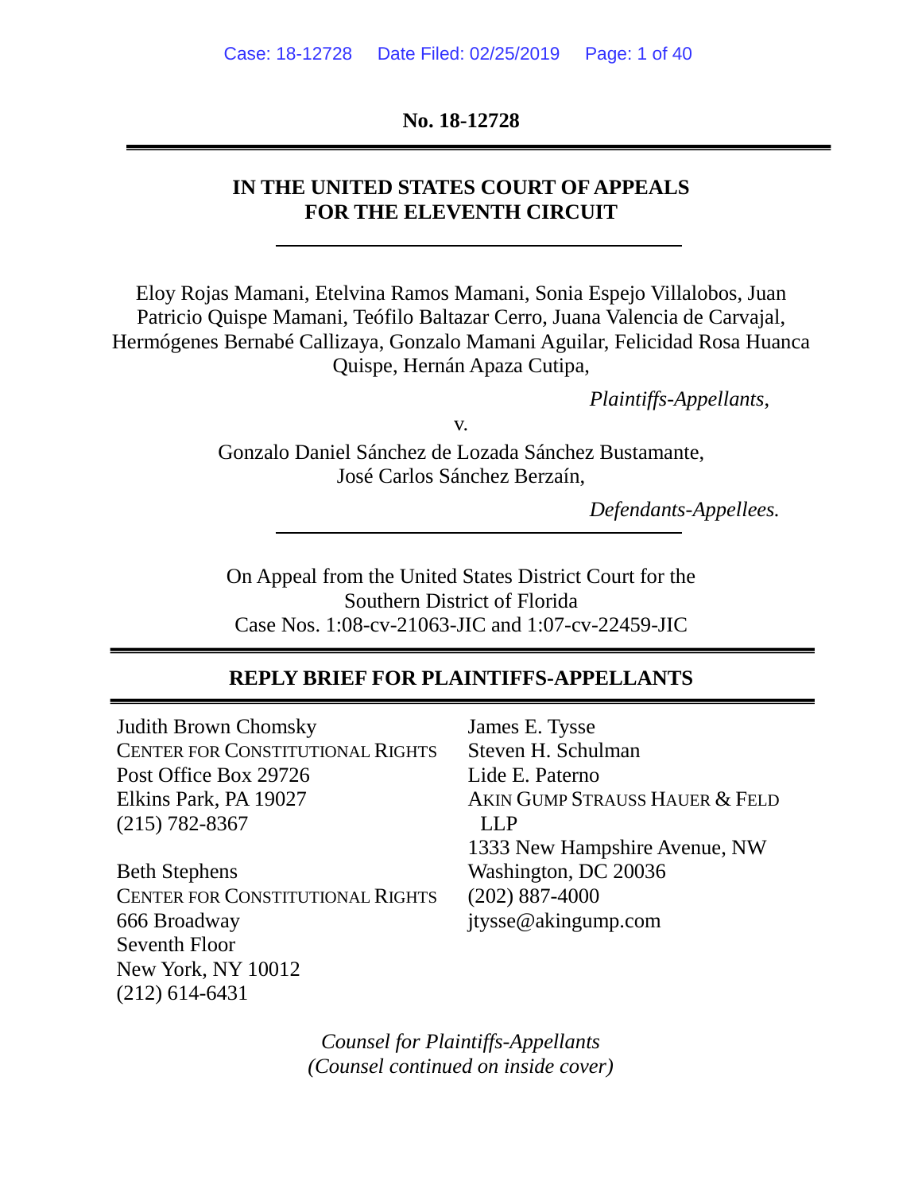**No. 18-12728**

---

**IN THE UNITED STATES COURT OF APPEALS FOR THE ELEVENTH CIRCUIT**

---

Eloy Rojas Mamani, Etelvina Ramos Mamani, Sonia Espejo Villalobos, Juan Patricio Quispe Mamani, Teófilo Baltazar Cerro, Juana Valencia de Carvajal, Hermógenes Bernabé Callizaya, Gonzalo Mamani Aguilar, Felicidad Rosa Huanca Quispe, Hernán Apaza Cutipa,

*Plaintiffs-Appellants*,

v.

Gonzalo Daniel Sánchez de Lozada Sánchez Bustamante, José Carlos Sánchez Berzaín,

*Defendants-Appellees.*

---

On Appeal from the United States District Court for the Southern District of Florida
Case Nos. 1:08-cv-21063-JIC and 1:07-cv-22459-JIC

---

**REPLY BRIEF FOR PLAINTIFFS-APPELLANTS**

---

Judith Brown Chomsky
CENTER FOR CONSTITUTIONAL RIGHTS
Post Office Box 29726
Elkins Park, PA 19027
(215) 782-8367

Beth Stephens
CENTER FOR CONSTITUTIONAL RIGHTS
666 Broadway
Seventh Floor
New York, NY 10012
(212) 614-6431

James E. Tysse
Steven H. Schulman
Lide E. Paterno
AKIN GUMP STRAUSS HAUER & FELD LLP
1333 New Hampshire Avenue, NW
Washington, DC 20036
(202) 887-4000
jtysse@akingump.com

*Counsel for Plaintiffs-Appellants*
*(Counsel continued on inside cover)*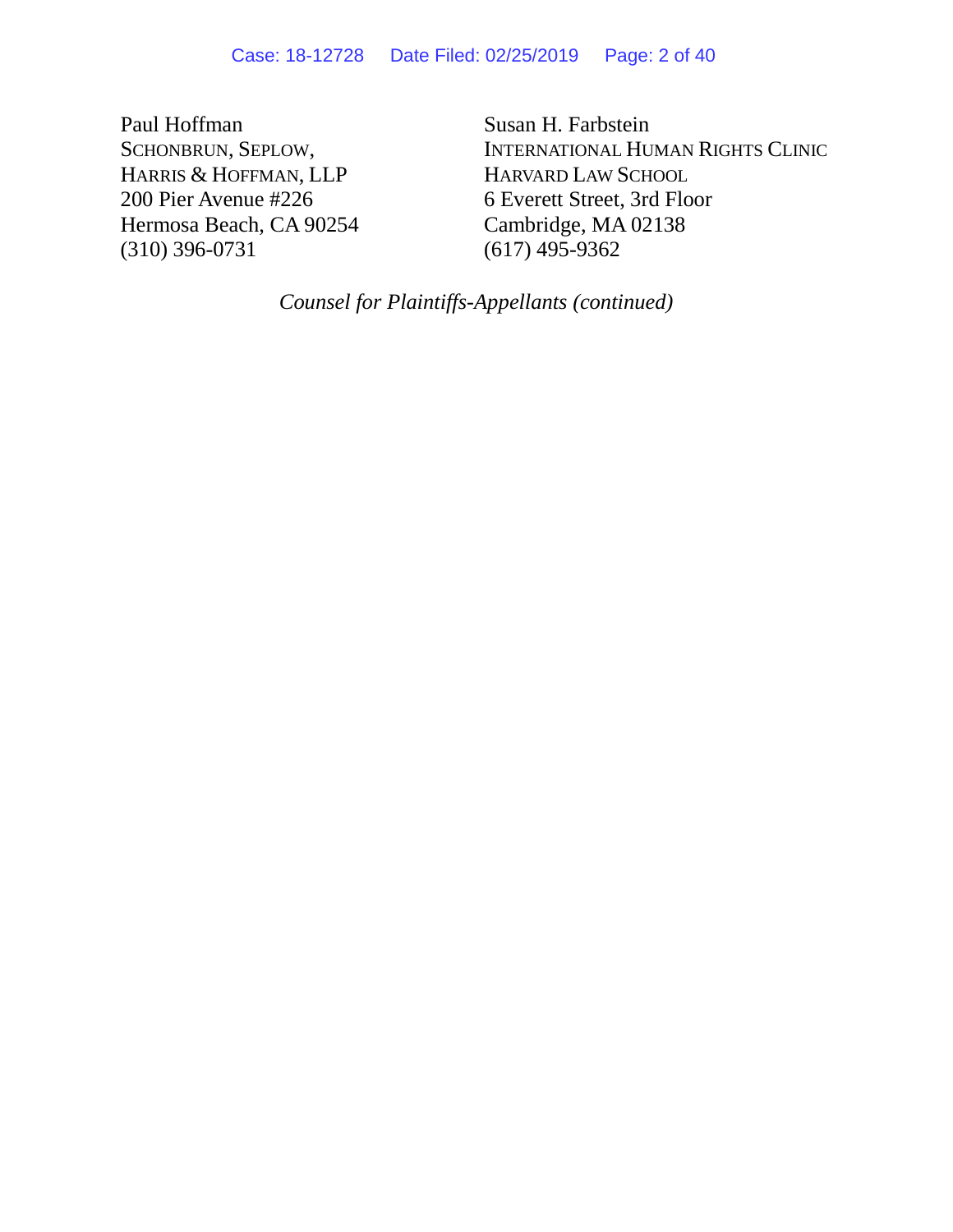Paul Hoffman
SCHONBRUN, SEPLOW,
HARRIS & HOFFMAN, LLP
200 Pier Avenue #226
Hermosa Beach, CA 90254
(310) 396-0731

Susan H. Farbstein
INTERNATIONAL HUMAN RIGHTS CLINIC
HARVARD LAW SCHOOL
6 Everett Street, 3rd Floor
Cambridge, MA 02138
(617) 495-9362

*Counsel for Plaintiffs-Appellants (continued)*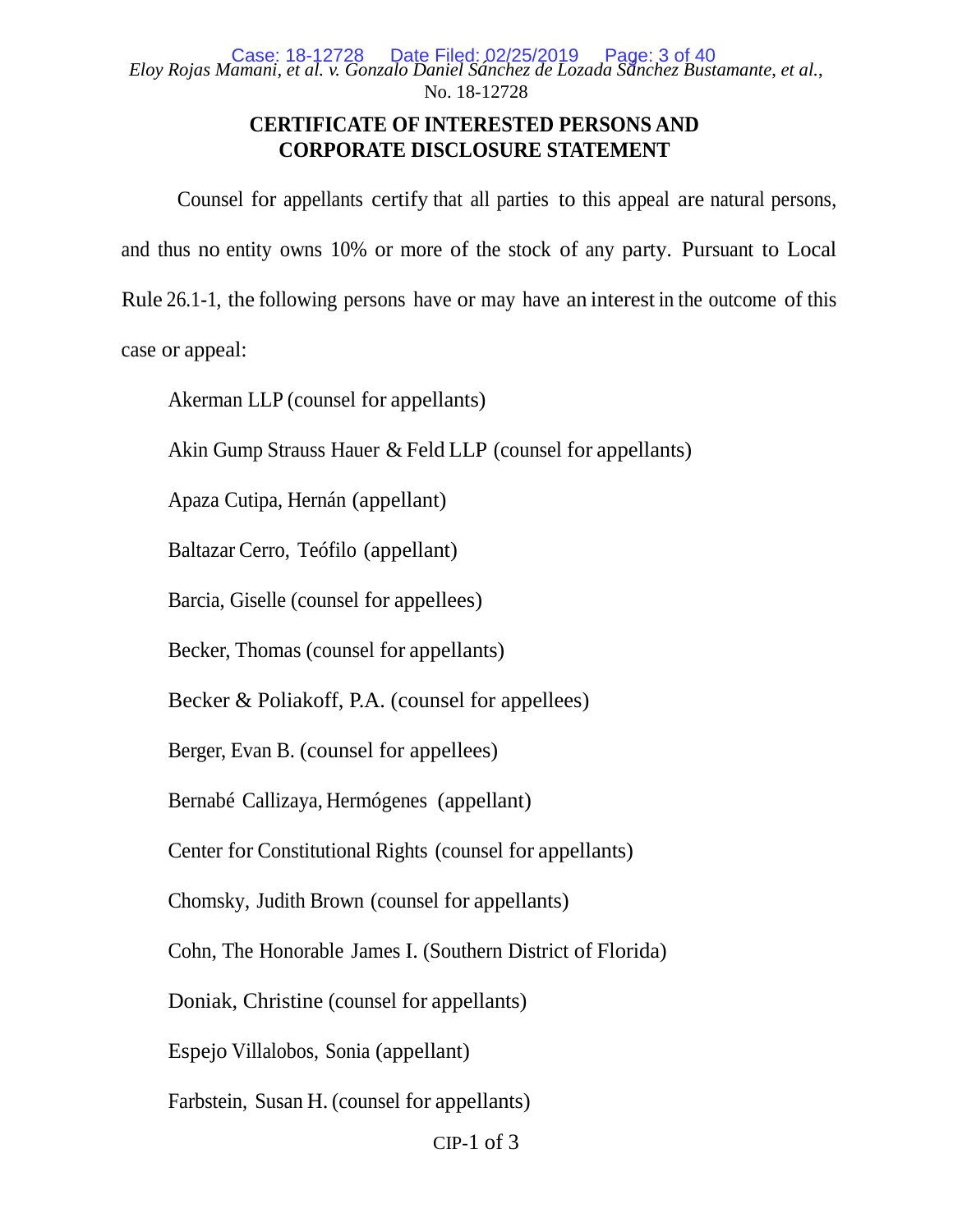## CERTIFICATE OF INTERESTED PERSONS AND CORPORATE DISCLOSURE STATEMENT

Counsel for appellants certify that all parties to this appeal are natural persons, and thus no entity owns 10% or more of the stock of any party. Pursuant to Local Rule 26.1-1, the following persons have or may have an interest in the outcome of this case or appeal:

Akerman LLP (counsel for appellants)

Akin Gump Strauss Hauer & Feld LLP (counsel for appellants)

Apaza Cutipa, Hernán (appellant)

Baltazar Cerro, Teófilo (appellant)

Barcia, Giselle (counsel for appellees)

Becker, Thomas (counsel for appellants)

Becker & Poliakoff, P.A. (counsel for appellees)

Berger, Evan B. (counsel for appellees)

Bernabé Callizaya, Hermógenes (appellant)

Center for Constitutional Rights (counsel for appellants)

Chomsky, Judith Brown (counsel for appellants)

Cohn, The Honorable James I. (Southern District of Florida)

Doniak, Christine (counsel for appellants)

Espejo Villalobos, Sonia (appellant)

Farbstein, Susan H. (counsel for appellants)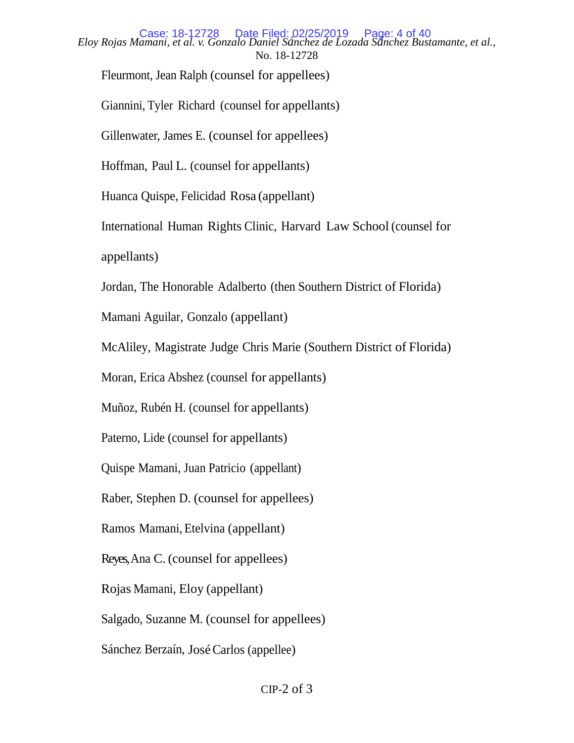Fleurmont, Jean Ralph (counsel for appellees)

Giannini, Tyler Richard (counsel for appellants)

Gillenwater, James E. (counsel for appellees)

Hoffman, Paul L. (counsel for appellants)

Huanca Quispe, Felicidad Rosa (appellant)

International Human Rights Clinic, Harvard Law School (counsel for appellants)

Jordan, The Honorable Adalberto (then Southern District of Florida)

Mamani Aguilar, Gonzalo (appellant)

McAliley, Magistrate Judge Chris Marie (Southern District of Florida)

Moran, Erica Abshez (counsel for appellants)

Muñoz, Rubén H. (counsel for appellants)

Paterno, Lide (counsel for appellants)

Quispe Mamani, Juan Patricio (appellant)

Raber, Stephen D. (counsel for appellees)

Ramos Mamani, Etelvina (appellant)

Reyes, Ana C. (counsel for appellees)

Rojas Mamani, Eloy (appellant)

Salgado, Suzanne M. (counsel for appellees)

Sánchez Berzaín, José Carlos (appellee)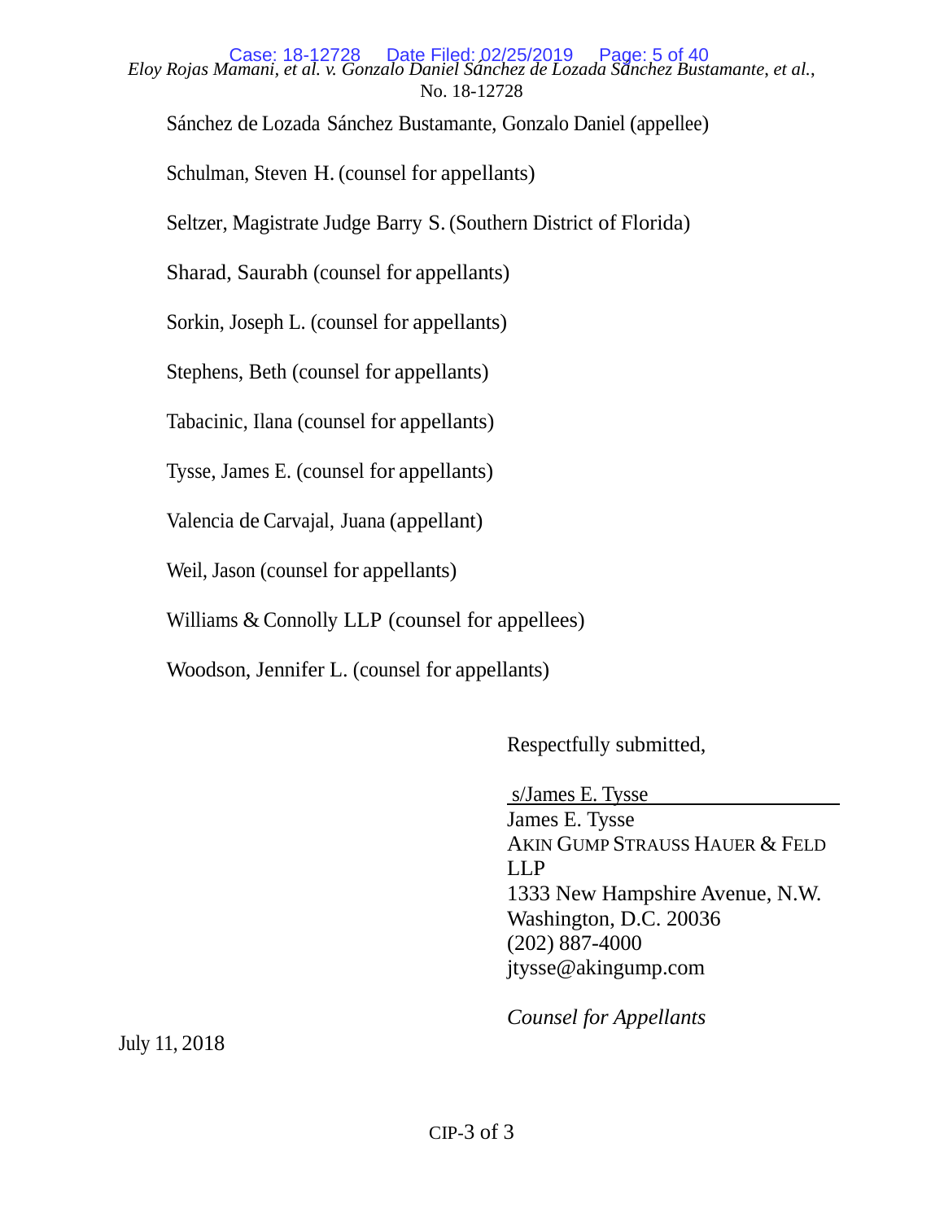Sánchez de Lozada Sánchez Bustamante, Gonzalo Daniel (appellee)

Schulman, Steven H. (counsel for appellants)

Seltzer, Magistrate Judge Barry S. (Southern District of Florida)

Sharad, Saurabh (counsel for appellants)

Sorkin, Joseph L. (counsel for appellants)

Stephens, Beth (counsel for appellants)

Tabacinic, Ilana (counsel for appellants)

Tysse, James E. (counsel for appellants)

Valencia de Carvajal, Juana (appellant)

Weil, Jason (counsel for appellants)

Williams & Connolly LLP (counsel for appellees)

Woodson, Jennifer L. (counsel for appellants)

Respectfully submitted,

s/James E. Tysse
James E. Tysse
AKIN GUMP STRAUSS HAUER & FELD LLP
1333 New Hampshire Avenue, N.W.
Washington, D.C. 20036
(202) 887-4000
jtysse@akingump.com

*Counsel for Appellants*

July 11, 2018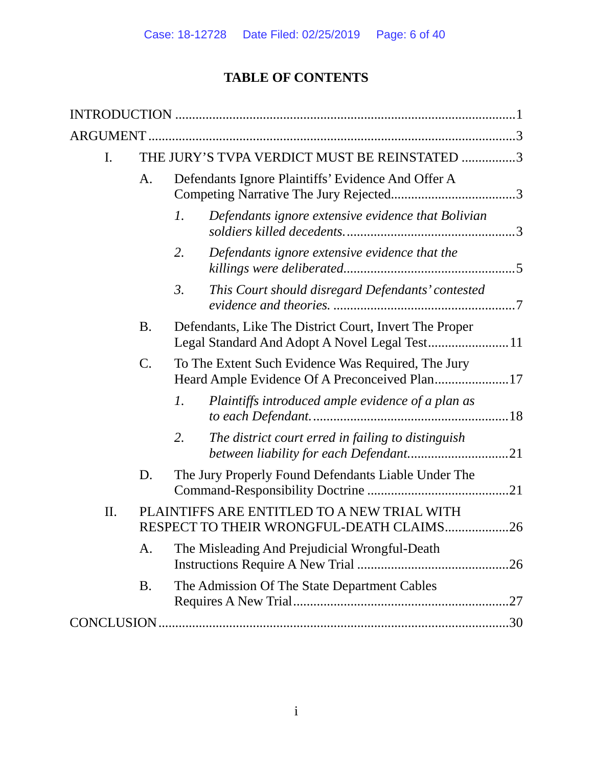# TABLE OF CONTENTS

INTRODUCTION ....................................................................................................1

ARGUMENT ..........................................................................................................3

I. THE JURY'S TVPA VERDICT MUST BE REINSTATED ................3

  A. Defendants Ignore Plaintiffs' Evidence And Offer A Competing Narrative The Jury Rejected....................................3

    1. *Defendants ignore extensive evidence that Bolivian soldiers killed decedents.*.................................................3

    2. *Defendants ignore extensive evidence that the killings were deliberated*..................................................5

    3. *This Court should disregard Defendants' contested evidence and theories.* .....................................................7

  B. Defendants, Like The District Court, Invert The Proper Legal Standard And Adopt A Novel Legal Test........................11

  C. To The Extent Such Evidence Was Required, The Jury Heard Ample Evidence Of A Preconceived Plan......................17

    1. *Plaintiffs introduced ample evidence of a plan as to each Defendant.*.........................................................18

    2. *The district court erred in failing to distinguish between liability for each Defendant*.............................21

  D. The Jury Properly Found Defendants Liable Under The Command-Responsibility Doctrine ..........................................21

II. PLAINTIFFS ARE ENTITLED TO A NEW TRIAL WITH RESPECT TO THEIR WRONGFUL-DEATH CLAIMS...................26

  A. The Misleading And Prejudicial Wrongful-Death Instructions Require A New Trial .............................................26

  B. The Admission Of The State Department Cables Requires A New Trial................................................................27

CONCLUSION .....................................................................................................30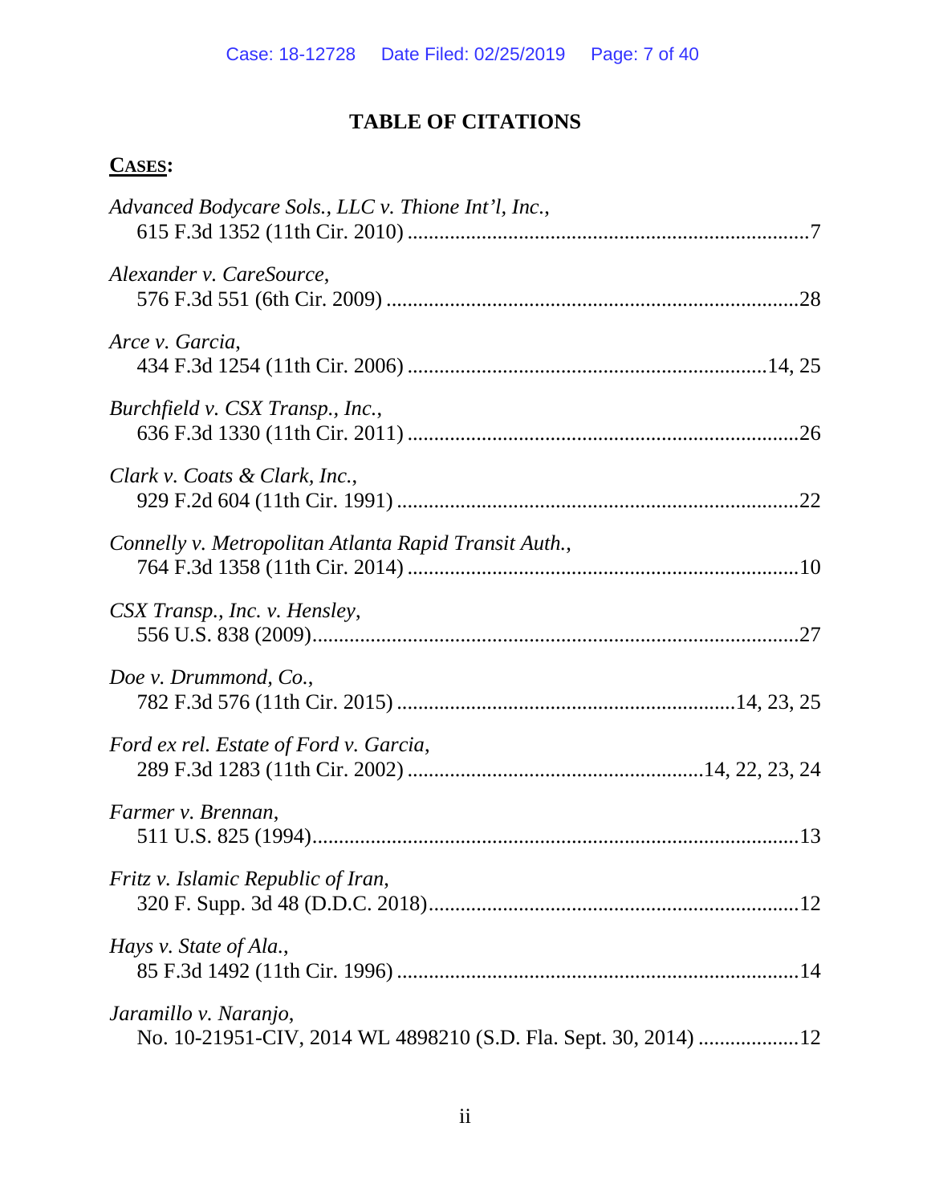# TABLE OF CITATIONS

**CASES:**

*Advanced Bodycare Sols., LLC v. Thione Int'l, Inc.*,
615 F.3d 1352 (11th Cir. 2010) ........................................................................7

*Alexander v. CareSource*,
576 F.3d 551 (6th Cir. 2009) ..........................................................................28

*Arce v. Garcia*,
434 F.3d 1254 (11th Cir. 2006) ................................................................14, 25

*Burchfield v. CSX Transp., Inc.*,
636 F.3d 1330 (11th Cir. 2011) ......................................................................26

*Clark v. Coats & Clark, Inc.*,
929 F.2d 604 (11th Cir. 1991) ........................................................................22

*Connelly v. Metropolitan Atlanta Rapid Transit Auth.*,
764 F.3d 1358 (11th Cir. 2014) ......................................................................10

*CSX Transp., Inc. v. Hensley*,
556 U.S. 838 (2009).........................................................................................27

*Doe v. Drummond, Co.*,
782 F.3d 576 (11th Cir. 2015) ............................................................14, 23, 25

*Ford ex rel. Estate of Ford v. Garcia*,
289 F.3d 1283 (11th Cir. 2002) ....................................................14, 22, 23, 24

*Farmer v. Brennan*,
511 U.S. 825 (1994).........................................................................................13

*Fritz v. Islamic Republic of Iran*,
320 F. Supp. 3d 48 (D.D.C. 2018)...................................................................12

*Hays v. State of Ala.*,
85 F.3d 1492 (11th Cir. 1996) .........................................................................14

*Jaramillo v. Naranjo*,
No. 10-21951-CIV, 2014 WL 4898210 (S.D. Fla. Sept. 30, 2014) ..................12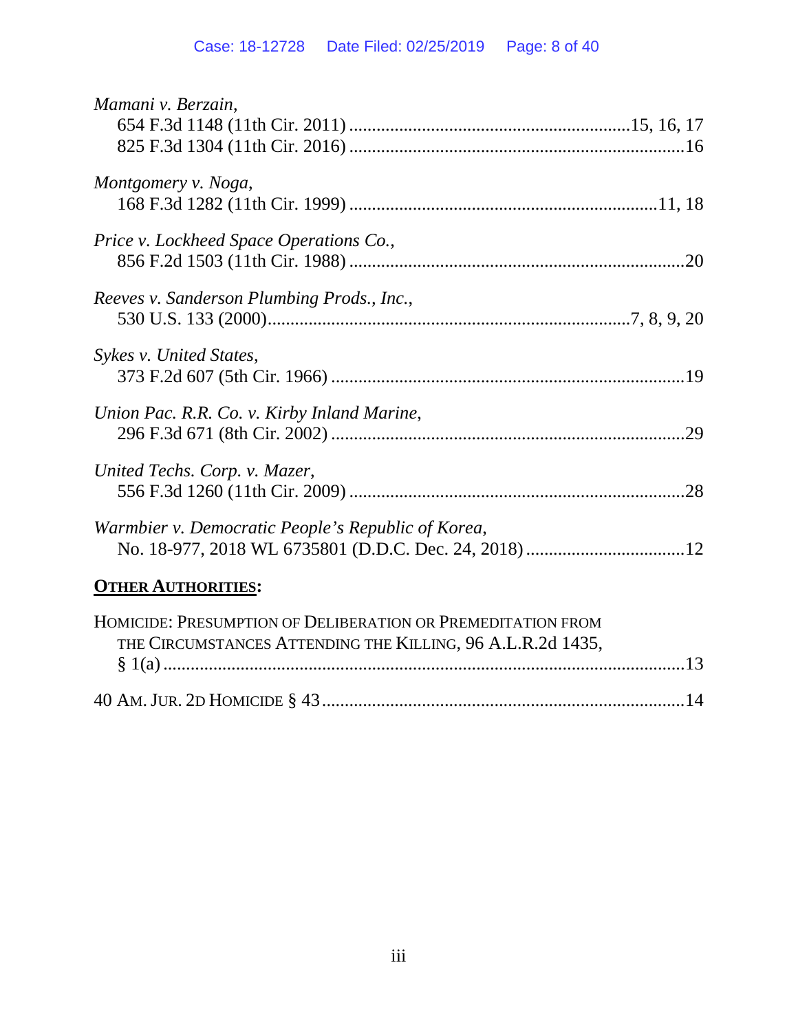*Mamani v. Berzain*,
654 F.3d 1148 (11th Cir. 2011) ............................................................15, 16, 17
825 F.3d 1304 (11th Cir. 2016) ........................................................................16

*Montgomery v. Noga*,
168 F.3d 1282 (11th Cir. 1999) ...................................................................11, 18

*Price v. Lockheed Space Operations Co.*,
856 F.2d 1503 (11th Cir. 1988) ........................................................................20

*Reeves v. Sanderson Plumbing Prods., Inc.*,
530 U.S. 133 (2000).............................................................................7, 8, 9, 20

*Sykes v. United States*,
373 F.2d 607 (5th Cir. 1966) ............................................................................19

*Union Pac. R.R. Co. v. Kirby Inland Marine*,
296 F.3d 671 (8th Cir. 2002) ............................................................................29

*United Techs. Corp. v. Mazer*,
556 F.3d 1260 (11th Cir. 2009) ........................................................................28

*Warmbier v. Democratic People's Republic of Korea*,
No. 18-977, 2018 WL 6735801 (D.D.C. Dec. 24, 2018) ..................................12

**OTHER AUTHORITIES:**

HOMICIDE: PRESUMPTION OF DELIBERATION OR PREMEDITATION FROM THE CIRCUMSTANCES ATTENDING THE KILLING, 96 A.L.R.2d 1435, § 1(a) ..................................................................................................13

40 AM. JUR. 2D HOMICIDE § 43 ...............................................................................14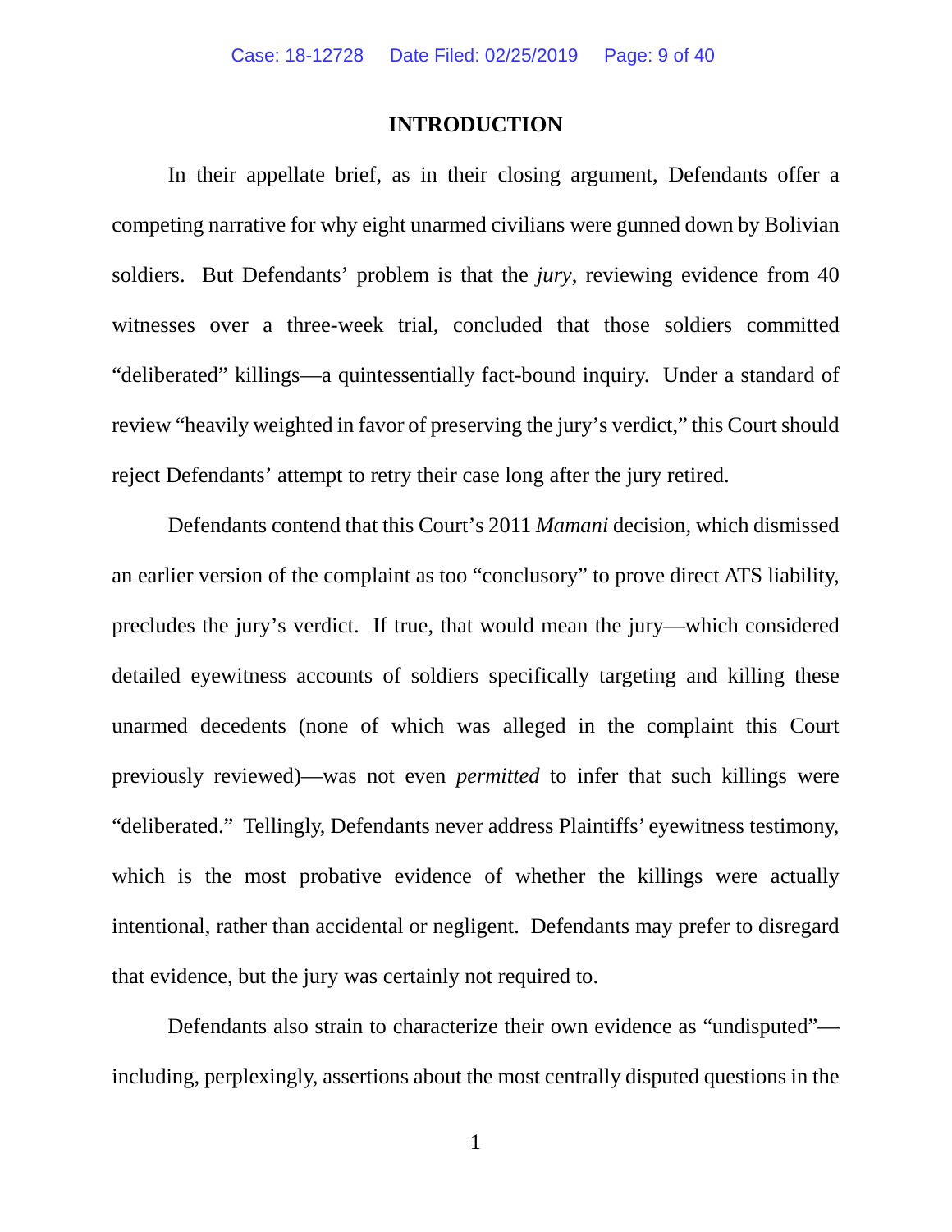## INTRODUCTION

In their appellate brief, as in their closing argument, Defendants offer a competing narrative for why eight unarmed civilians were gunned down by Bolivian soldiers. But Defendants' problem is that the *jury*, reviewing evidence from 40 witnesses over a three-week trial, concluded that those soldiers committed "deliberated" killings—a quintessentially fact-bound inquiry. Under a standard of review "heavily weighted in favor of preserving the jury's verdict," this Court should reject Defendants' attempt to retry their case long after the jury retired.

Defendants contend that this Court's 2011 *Mamani* decision, which dismissed an earlier version of the complaint as too "conclusory" to prove direct ATS liability, precludes the jury's verdict. If true, that would mean the jury—which considered detailed eyewitness accounts of soldiers specifically targeting and killing these unarmed decedents (none of which was alleged in the complaint this Court previously reviewed)—was not even *permitted* to infer that such killings were "deliberated." Tellingly, Defendants never address Plaintiffs' eyewitness testimony, which is the most probative evidence of whether the killings were actually intentional, rather than accidental or negligent. Defendants may prefer to disregard that evidence, but the jury was certainly not required to.

Defendants also strain to characterize their own evidence as "undisputed"—including, perplexingly, assertions about the most centrally disputed questions in the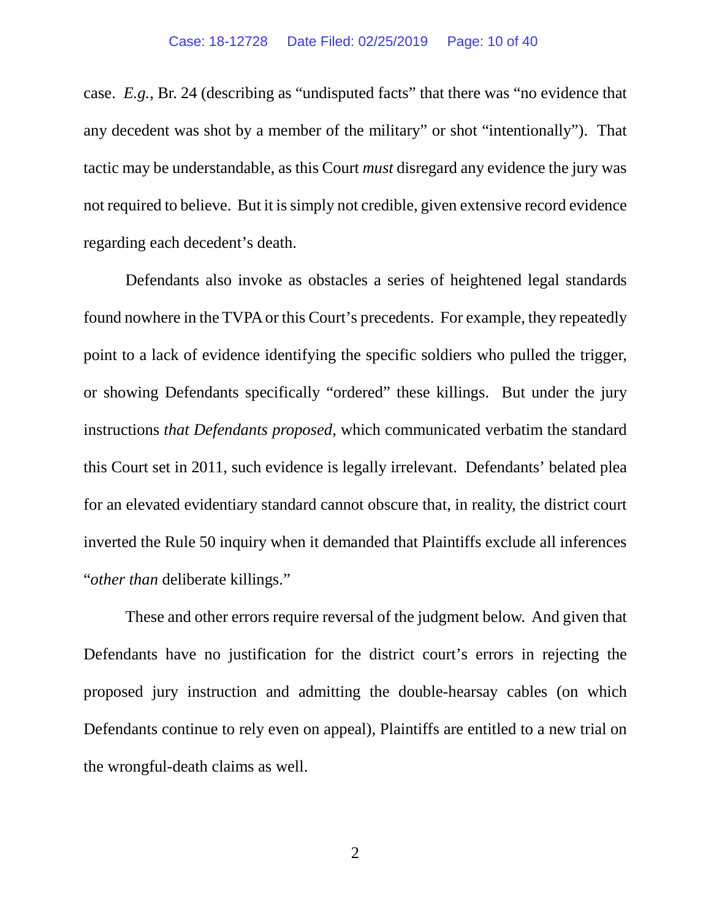case. *E.g.*, Br. 24 (describing as "undisputed facts" that there was "no evidence that any decedent was shot by a member of the military" or shot "intentionally"). That tactic may be understandable, as this Court *must* disregard any evidence the jury was not required to believe. But it is simply not credible, given extensive record evidence regarding each decedent's death.

Defendants also invoke as obstacles a series of heightened legal standards found nowhere in the TVPA or this Court's precedents. For example, they repeatedly point to a lack of evidence identifying the specific soldiers who pulled the trigger, or showing Defendants specifically "ordered" these killings. But under the jury instructions *that Defendants proposed*, which communicated verbatim the standard this Court set in 2011, such evidence is legally irrelevant. Defendants' belated plea for an elevated evidentiary standard cannot obscure that, in reality, the district court inverted the Rule 50 inquiry when it demanded that Plaintiffs exclude all inferences "*other than* deliberate killings."

These and other errors require reversal of the judgment below. And given that Defendants have no justification for the district court's errors in rejecting the proposed jury instruction and admitting the double-hearsay cables (on which Defendants continue to rely even on appeal), Plaintiffs are entitled to a new trial on the wrongful-death claims as well.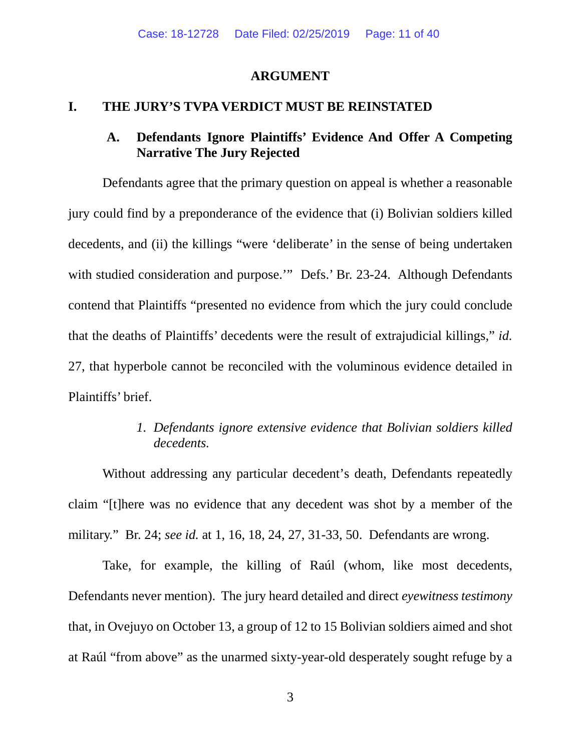## ARGUMENT

## I. THE JURY'S TVPA VERDICT MUST BE REINSTATED

### A. Defendants Ignore Plaintiffs' Evidence And Offer A Competing Narrative The Jury Rejected

Defendants agree that the primary question on appeal is whether a reasonable jury could find by a preponderance of the evidence that (i) Bolivian soldiers killed decedents, and (ii) the killings "were 'deliberate' in the sense of being undertaken with studied consideration and purpose.'" Defs.' Br. 23-24. Although Defendants contend that Plaintiffs "presented no evidence from which the jury could conclude that the deaths of Plaintiffs' decedents were the result of extrajudicial killings," *id.* 27, that hyperbole cannot be reconciled with the voluminous evidence detailed in Plaintiffs' brief.

#### *1. Defendants ignore extensive evidence that Bolivian soldiers killed decedents.*

Without addressing any particular decedent's death, Defendants repeatedly claim "[t]here was no evidence that any decedent was shot by a member of the military." Br. 24; *see id.* at 1, 16, 18, 24, 27, 31-33, 50. Defendants are wrong.

Take, for example, the killing of Raúl (whom, like most decedents, Defendants never mention). The jury heard detailed and direct *eyewitness testimony* that, in Ovejuyo on October 13, a group of 12 to 15 Bolivian soldiers aimed and shot at Raúl "from above" as the unarmed sixty-year-old desperately sought refuge by a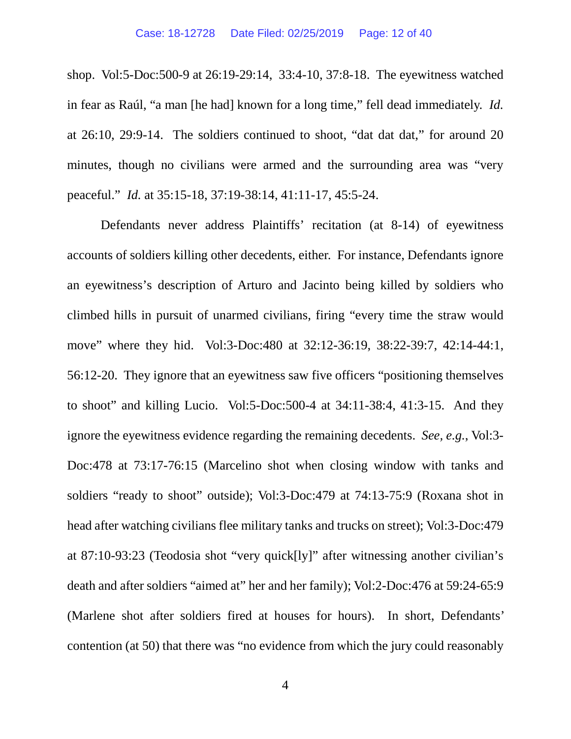shop. Vol:5-Doc:500-9 at 26:19-29:14, 33:4-10, 37:8-18. The eyewitness watched in fear as Raúl, "a man [he had] known for a long time," fell dead immediately. *Id.* at 26:10, 29:9-14. The soldiers continued to shoot, "dat dat dat," for around 20 minutes, though no civilians were armed and the surrounding area was "very peaceful." *Id.* at 35:15-18, 37:19-38:14, 41:11-17, 45:5-24.

Defendants never address Plaintiffs' recitation (at 8-14) of eyewitness accounts of soldiers killing other decedents, either. For instance, Defendants ignore an eyewitness's description of Arturo and Jacinto being killed by soldiers who climbed hills in pursuit of unarmed civilians, firing "every time the straw would move" where they hid. Vol:3-Doc:480 at 32:12-36:19, 38:22-39:7, 42:14-44:1, 56:12-20. They ignore that an eyewitness saw five officers "positioning themselves to shoot" and killing Lucio. Vol:5-Doc:500-4 at 34:11-38:4, 41:3-15. And they ignore the eyewitness evidence regarding the remaining decedents. *See, e.g.*, Vol:3-Doc:478 at 73:17-76:15 (Marcelino shot when closing window with tanks and soldiers "ready to shoot" outside); Vol:3-Doc:479 at 74:13-75:9 (Roxana shot in head after watching civilians flee military tanks and trucks on street); Vol:3-Doc:479 at 87:10-93:23 (Teodosia shot "very quick[ly]" after witnessing another civilian's death and after soldiers "aimed at" her and her family); Vol:2-Doc:476 at 59:24-65:9 (Marlene shot after soldiers fired at houses for hours). In short, Defendants' contention (at 50) that there was "no evidence from which the jury could reasonably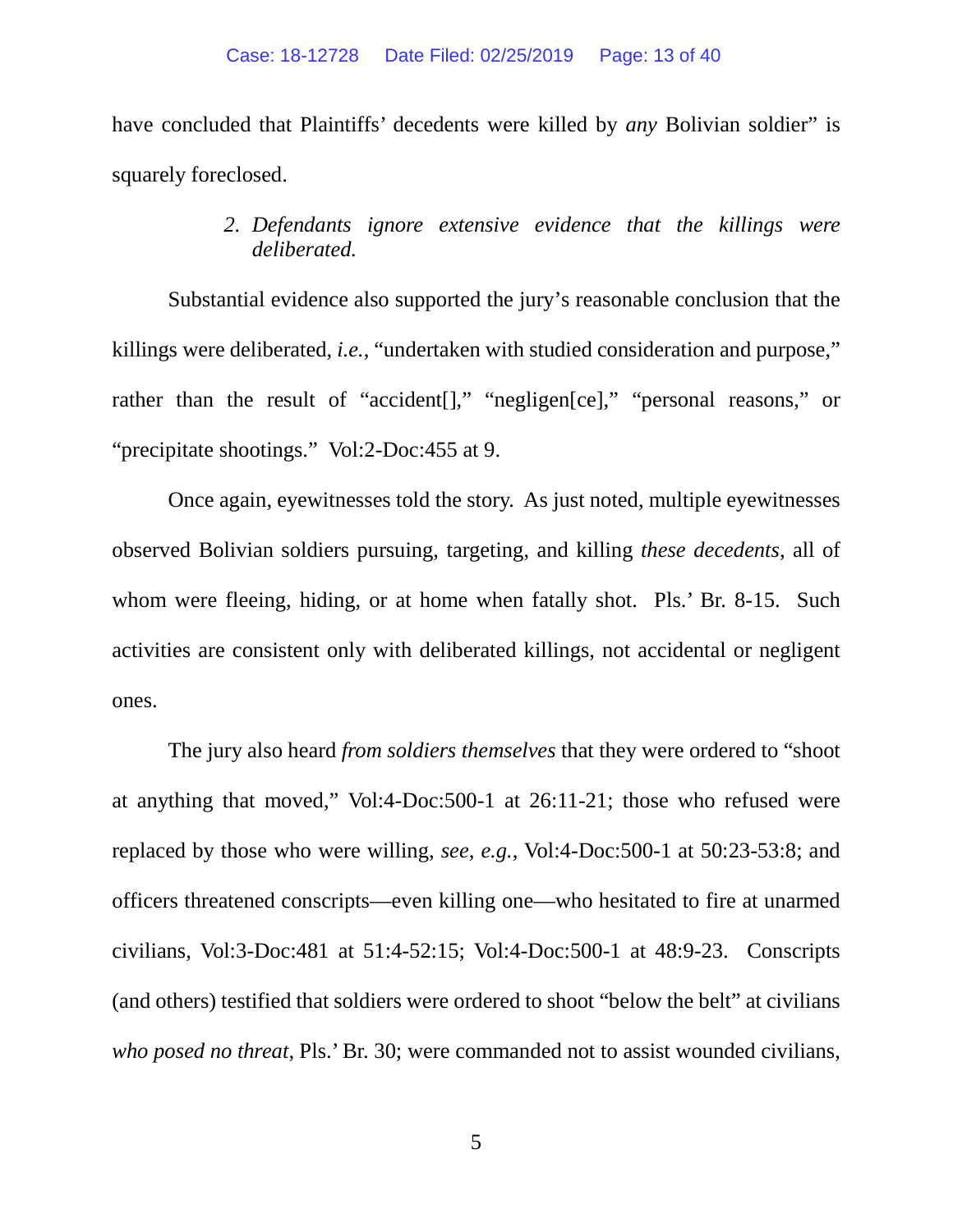have concluded that Plaintiffs' decedents were killed by *any* Bolivian soldier" is squarely foreclosed.

### *2. Defendants ignore extensive evidence that the killings were deliberated.*

Substantial evidence also supported the jury's reasonable conclusion that the killings were deliberated, *i.e.*, "undertaken with studied consideration and purpose," rather than the result of "accident[]," "negligen[ce]," "personal reasons," or "precipitate shootings." Vol:2-Doc:455 at 9.

Once again, eyewitnesses told the story. As just noted, multiple eyewitnesses observed Bolivian soldiers pursuing, targeting, and killing *these decedents*, all of whom were fleeing, hiding, or at home when fatally shot. Pls.' Br. 8-15. Such activities are consistent only with deliberated killings, not accidental or negligent ones.

The jury also heard *from soldiers themselves* that they were ordered to "shoot at anything that moved," Vol:4-Doc:500-1 at 26:11-21; those who refused were replaced by those who were willing, *see, e.g.*, Vol:4-Doc:500-1 at 50:23-53:8; and officers threatened conscripts—even killing one—who hesitated to fire at unarmed civilians, Vol:3-Doc:481 at 51:4-52:15; Vol:4-Doc:500-1 at 48:9-23. Conscripts (and others) testified that soldiers were ordered to shoot "below the belt" at civilians *who posed no threat*, Pls.' Br. 30; were commanded not to assist wounded civilians,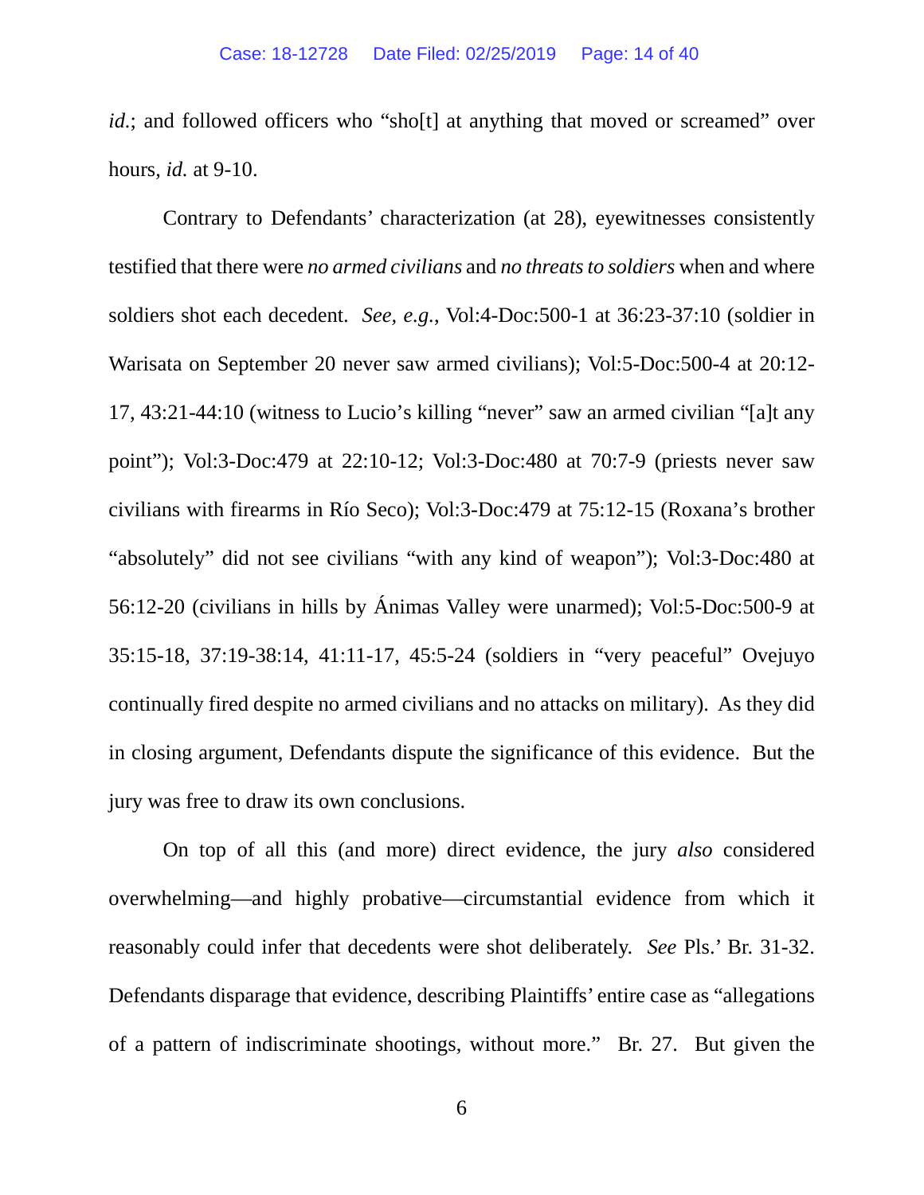*id.*; and followed officers who "sho[t] at anything that moved or screamed" over hours, *id.* at 9-10.

Contrary to Defendants' characterization (at 28), eyewitnesses consistently testified that there were *no armed civilians* and *no threats to soldiers* when and where soldiers shot each decedent. *See, e.g.*, Vol:4-Doc:500-1 at 36:23-37:10 (soldier in Warisata on September 20 never saw armed civilians); Vol:5-Doc:500-4 at 20:12-17, 43:21-44:10 (witness to Lucio's killing "never" saw an armed civilian "[a]t any point"); Vol:3-Doc:479 at 22:10-12; Vol:3-Doc:480 at 70:7-9 (priests never saw civilians with firearms in Río Seco); Vol:3-Doc:479 at 75:12-15 (Roxana's brother "absolutely" did not see civilians "with any kind of weapon"); Vol:3-Doc:480 at 56:12-20 (civilians in hills by Ánimas Valley were unarmed); Vol:5-Doc:500-9 at 35:15-18, 37:19-38:14, 41:11-17, 45:5-24 (soldiers in "very peaceful" Ovejuyo continually fired despite no armed civilians and no attacks on military). As they did in closing argument, Defendants dispute the significance of this evidence. But the jury was free to draw its own conclusions.

On top of all this (and more) direct evidence, the jury *also* considered overwhelming—and highly probative—circumstantial evidence from which it reasonably could infer that decedents were shot deliberately. *See* Pls.' Br. 31-32. Defendants disparage that evidence, describing Plaintiffs' entire case as "allegations of a pattern of indiscriminate shootings, without more." Br. 27. But given the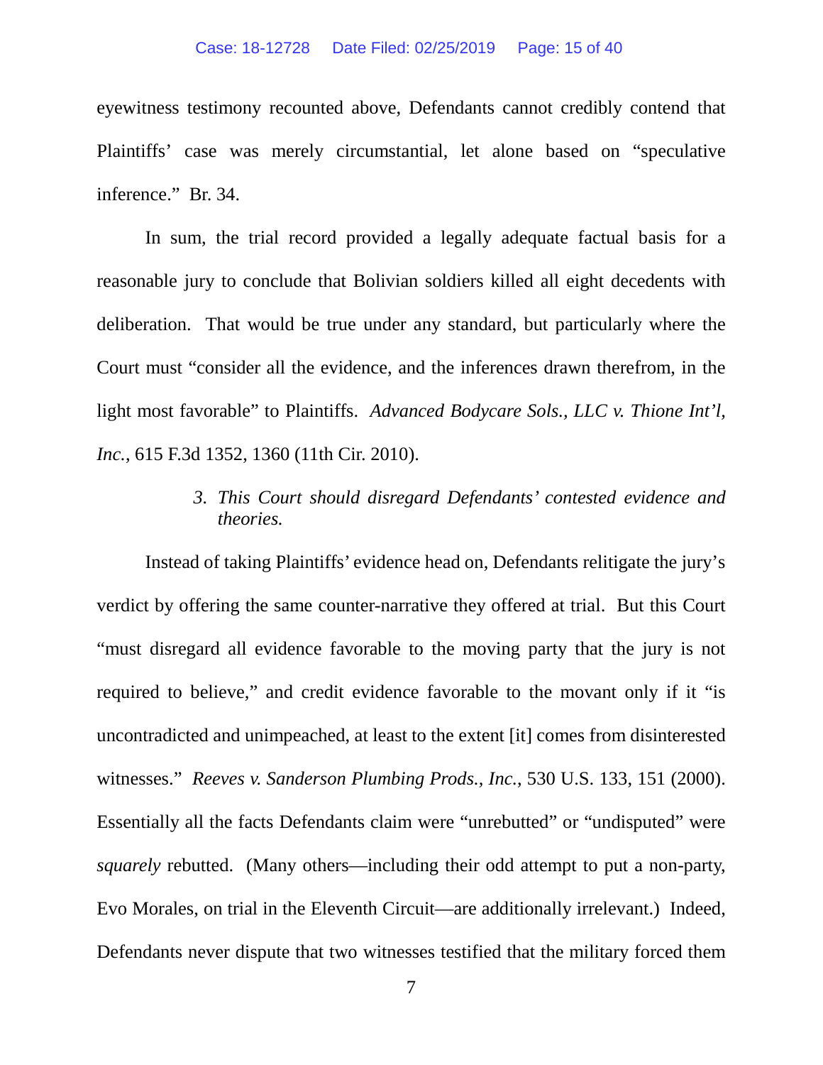eyewitness testimony recounted above, Defendants cannot credibly contend that Plaintiffs' case was merely circumstantial, let alone based on "speculative inference." Br. 34.

In sum, the trial record provided a legally adequate factual basis for a reasonable jury to conclude that Bolivian soldiers killed all eight decedents with deliberation. That would be true under any standard, but particularly where the Court must "consider all the evidence, and the inferences drawn therefrom, in the light most favorable" to Plaintiffs. *Advanced Bodycare Sols., LLC v. Thione Int'l, Inc.*, 615 F.3d 1352, 1360 (11th Cir. 2010).

#### *3. This Court should disregard Defendants' contested evidence and theories.*

Instead of taking Plaintiffs' evidence head on, Defendants relitigate the jury's verdict by offering the same counter-narrative they offered at trial. But this Court "must disregard all evidence favorable to the moving party that the jury is not required to believe," and credit evidence favorable to the movant only if it "is uncontradicted and unimpeached, at least to the extent [it] comes from disinterested witnesses." *Reeves v. Sanderson Plumbing Prods., Inc.*, 530 U.S. 133, 151 (2000). Essentially all the facts Defendants claim were "unrebutted" or "undisputed" were *squarely* rebutted. (Many others—including their odd attempt to put a non-party, Evo Morales, on trial in the Eleventh Circuit—are additionally irrelevant.) Indeed, Defendants never dispute that two witnesses testified that the military forced them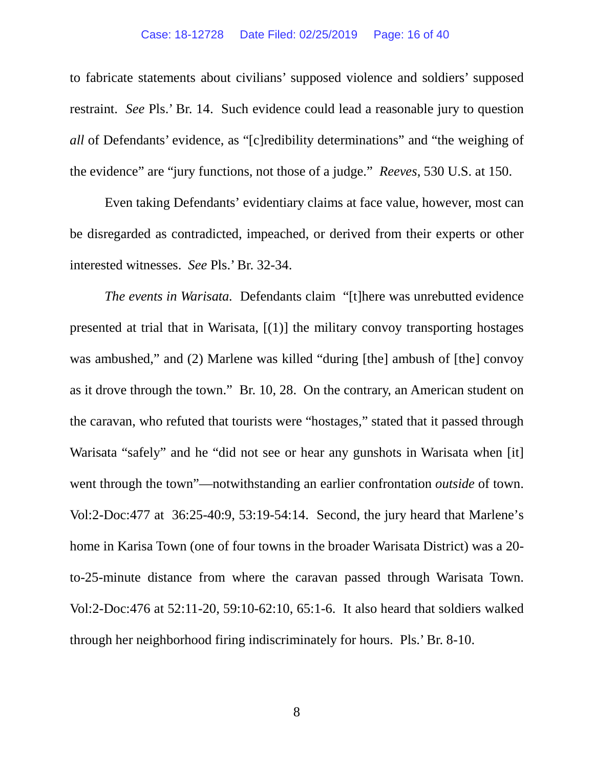to fabricate statements about civilians' supposed violence and soldiers' supposed restraint. *See* Pls.' Br. 14. Such evidence could lead a reasonable jury to question *all* of Defendants' evidence, as "[c]redibility determinations" and "the weighing of the evidence" are "jury functions, not those of a judge." *Reeves*, 530 U.S. at 150.

Even taking Defendants' evidentiary claims at face value, however, most can be disregarded as contradicted, impeached, or derived from their experts or other interested witnesses. *See* Pls.' Br. 32-34.

*The events in Warisata.* Defendants claim "[t]here was unrebutted evidence presented at trial that in Warisata, [(1)] the military convoy transporting hostages was ambushed," and (2) Marlene was killed "during [the] ambush of [the] convoy as it drove through the town." Br. 10, 28. On the contrary, an American student on the caravan, who refuted that tourists were "hostages," stated that it passed through Warisata "safely" and he "did not see or hear any gunshots in Warisata when [it] went through the town"—notwithstanding an earlier confrontation *outside* of town. Vol:2-Doc:477 at 36:25-40:9, 53:19-54:14. Second, the jury heard that Marlene's home in Karisa Town (one of four towns in the broader Warisata District) was a 20-to-25-minute distance from where the caravan passed through Warisata Town. Vol:2-Doc:476 at 52:11-20, 59:10-62:10, 65:1-6. It also heard that soldiers walked through her neighborhood firing indiscriminately for hours. Pls.' Br. 8-10.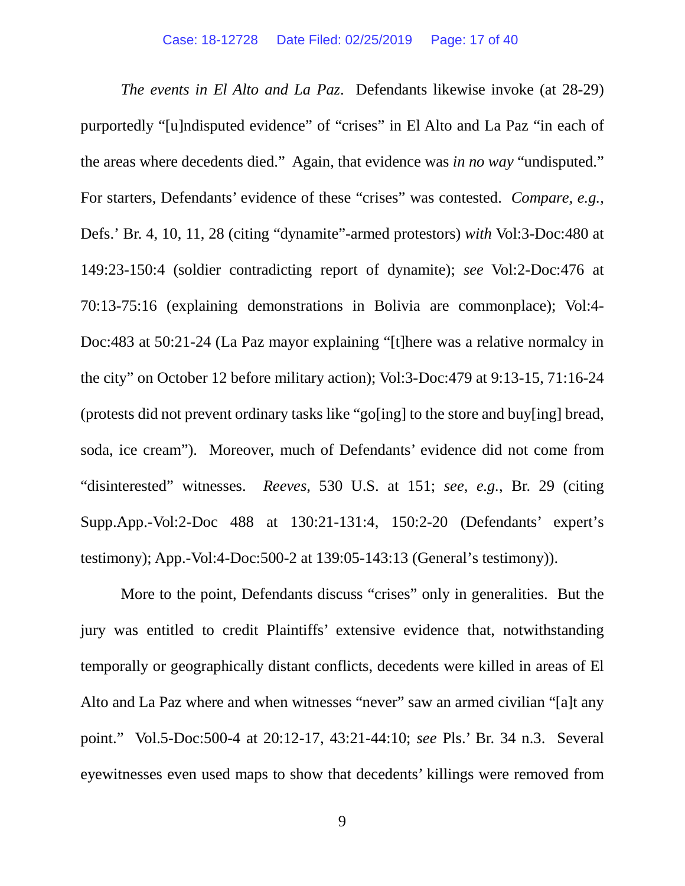*The events in El Alto and La Paz*. Defendants likewise invoke (at 28-29) purportedly "[u]ndisputed evidence" of "crises" in El Alto and La Paz "in each of the areas where decedents died." Again, that evidence was *in no way* "undisputed." For starters, Defendants' evidence of these "crises" was contested. *Compare, e.g.*, Defs.' Br. 4, 10, 11, 28 (citing "dynamite"-armed protestors) *with* Vol:3-Doc:480 at 149:23-150:4 (soldier contradicting report of dynamite); *see* Vol:2-Doc:476 at 70:13-75:16 (explaining demonstrations in Bolivia are commonplace); Vol:4-Doc:483 at 50:21-24 (La Paz mayor explaining "[t]here was a relative normalcy in the city" on October 12 before military action); Vol:3-Doc:479 at 9:13-15, 71:16-24 (protests did not prevent ordinary tasks like "go[ing] to the store and buy[ing] bread, soda, ice cream"). Moreover, much of Defendants' evidence did not come from "disinterested" witnesses. *Reeves*, 530 U.S. at 151; *see, e.g.*, Br. 29 (citing Supp.App.-Vol:2-Doc 488 at 130:21-131:4, 150:2-20 (Defendants' expert's testimony); App.-Vol:4-Doc:500-2 at 139:05-143:13 (General's testimony)).

More to the point, Defendants discuss "crises" only in generalities. But the jury was entitled to credit Plaintiffs' extensive evidence that, notwithstanding temporally or geographically distant conflicts, decedents were killed in areas of El Alto and La Paz where and when witnesses "never" saw an armed civilian "[a]t any point." Vol.5-Doc:500-4 at 20:12-17, 43:21-44:10; *see* Pls.' Br. 34 n.3. Several eyewitnesses even used maps to show that decedents' killings were removed from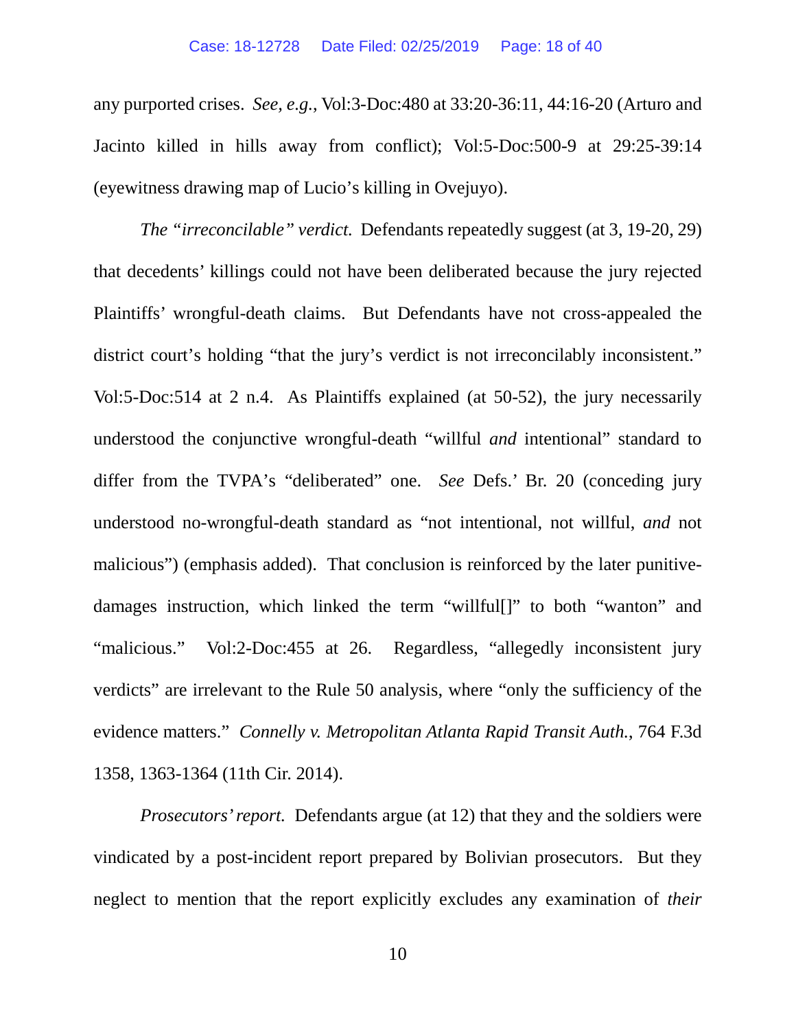any purported crises. *See, e.g.*, Vol:3-Doc:480 at 33:20-36:11, 44:16-20 (Arturo and Jacinto killed in hills away from conflict); Vol:5-Doc:500-9 at 29:25-39:14 (eyewitness drawing map of Lucio's killing in Ovejuyo).

*The "irreconcilable" verdict.* Defendants repeatedly suggest (at 3, 19-20, 29) that decedents' killings could not have been deliberated because the jury rejected Plaintiffs' wrongful-death claims. But Defendants have not cross-appealed the district court's holding "that the jury's verdict is not irreconcilably inconsistent." Vol:5-Doc:514 at 2 n.4. As Plaintiffs explained (at 50-52), the jury necessarily understood the conjunctive wrongful-death "willful *and* intentional" standard to differ from the TVPA's "deliberated" one. *See* Defs.' Br. 20 (conceding jury understood no-wrongful-death standard as "not intentional, not willful, *and* not malicious") (emphasis added). That conclusion is reinforced by the later punitive-damages instruction, which linked the term "willful[]" to both "wanton" and "malicious." Vol:2-Doc:455 at 26. Regardless, "allegedly inconsistent jury verdicts" are irrelevant to the Rule 50 analysis, where "only the sufficiency of the evidence matters." *Connelly v. Metropolitan Atlanta Rapid Transit Auth.*, 764 F.3d 1358, 1363-1364 (11th Cir. 2014).

*Prosecutors' report.* Defendants argue (at 12) that they and the soldiers were vindicated by a post-incident report prepared by Bolivian prosecutors. But they neglect to mention that the report explicitly excludes any examination of *their*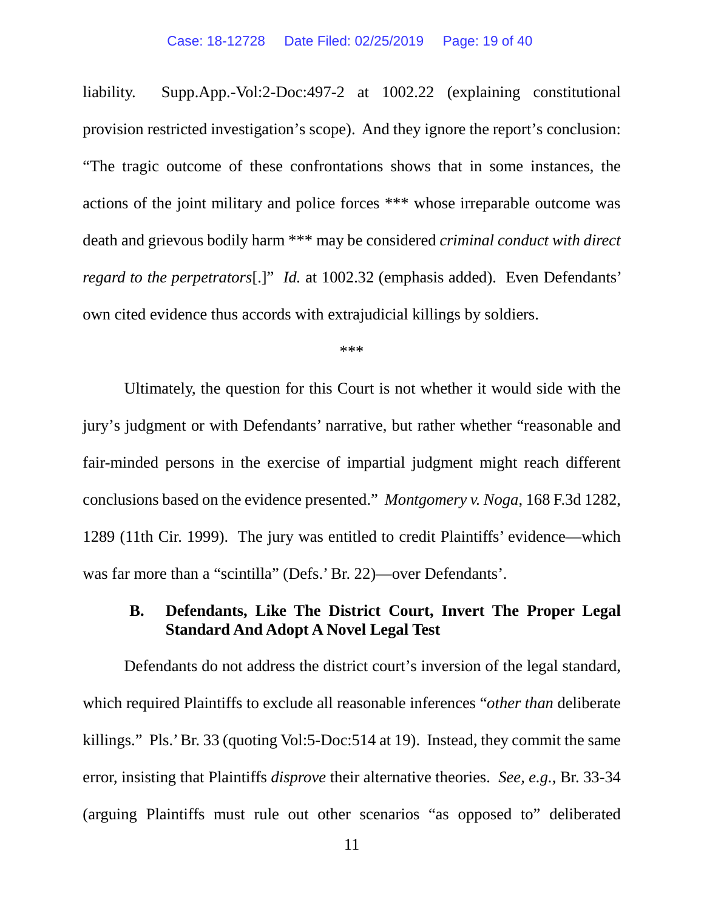liability. Supp.App.-Vol:2-Doc:497-2 at 1002.22 (explaining constitutional provision restricted investigation's scope). And they ignore the report's conclusion: "The tragic outcome of these confrontations shows that in some instances, the actions of the joint military and police forces *** whose irreparable outcome was death and grievous bodily harm *** may be considered *criminal conduct with direct regard to the perpetrators*[.]" *Id.* at 1002.32 (emphasis added). Even Defendants' own cited evidence thus accords with extrajudicial killings by soldiers.

***

Ultimately, the question for this Court is not whether it would side with the jury's judgment or with Defendants' narrative, but rather whether "reasonable and fair-minded persons in the exercise of impartial judgment might reach different conclusions based on the evidence presented." *Montgomery v. Noga*, 168 F.3d 1282, 1289 (11th Cir. 1999). The jury was entitled to credit Plaintiffs' evidence—which was far more than a "scintilla" (Defs.' Br. 22)—over Defendants'.

### B. Defendants, Like The District Court, Invert The Proper Legal Standard And Adopt A Novel Legal Test

Defendants do not address the district court's inversion of the legal standard, which required Plaintiffs to exclude all reasonable inferences "*other than* deliberate killings." Pls.' Br. 33 (quoting Vol:5-Doc:514 at 19). Instead, they commit the same error, insisting that Plaintiffs *disprove* their alternative theories. *See, e.g.*, Br. 33-34 (arguing Plaintiffs must rule out other scenarios "as opposed to" deliberated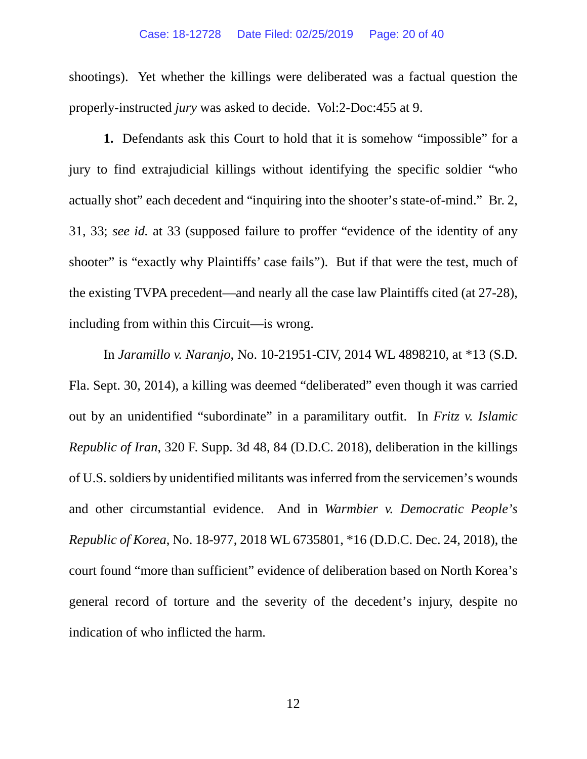shootings). Yet whether the killings were deliberated was a factual question the properly-instructed *jury* was asked to decide. Vol:2-Doc:455 at 9.

**1.** Defendants ask this Court to hold that it is somehow "impossible" for a jury to find extrajudicial killings without identifying the specific soldier "who actually shot" each decedent and "inquiring into the shooter's state-of-mind." Br. 2, 31, 33; *see id.* at 33 (supposed failure to proffer "evidence of the identity of any shooter" is "exactly why Plaintiffs' case fails"). But if that were the test, much of the existing TVPA precedent—and nearly all the case law Plaintiffs cited (at 27-28), including from within this Circuit—is wrong.

In *Jaramillo v. Naranjo*, No. 10-21951-CIV, 2014 WL 4898210, at *13 (S.D. Fla. Sept. 30, 2014), a killing was deemed "deliberated" even though it was carried out by an unidentified "subordinate" in a paramilitary outfit. In *Fritz v. Islamic Republic of Iran*, 320 F. Supp. 3d 48, 84 (D.D.C. 2018), deliberation in the killings of U.S. soldiers by unidentified militants was inferred from the servicemen's wounds and other circumstantial evidence. And in *Warmbier v. Democratic People's Republic of Korea*, No. 18-977, 2018 WL 6735801, *16 (D.D.C. Dec. 24, 2018), the court found "more than sufficient" evidence of deliberation based on North Korea's general record of torture and the severity of the decedent's injury, despite no indication of who inflicted the harm.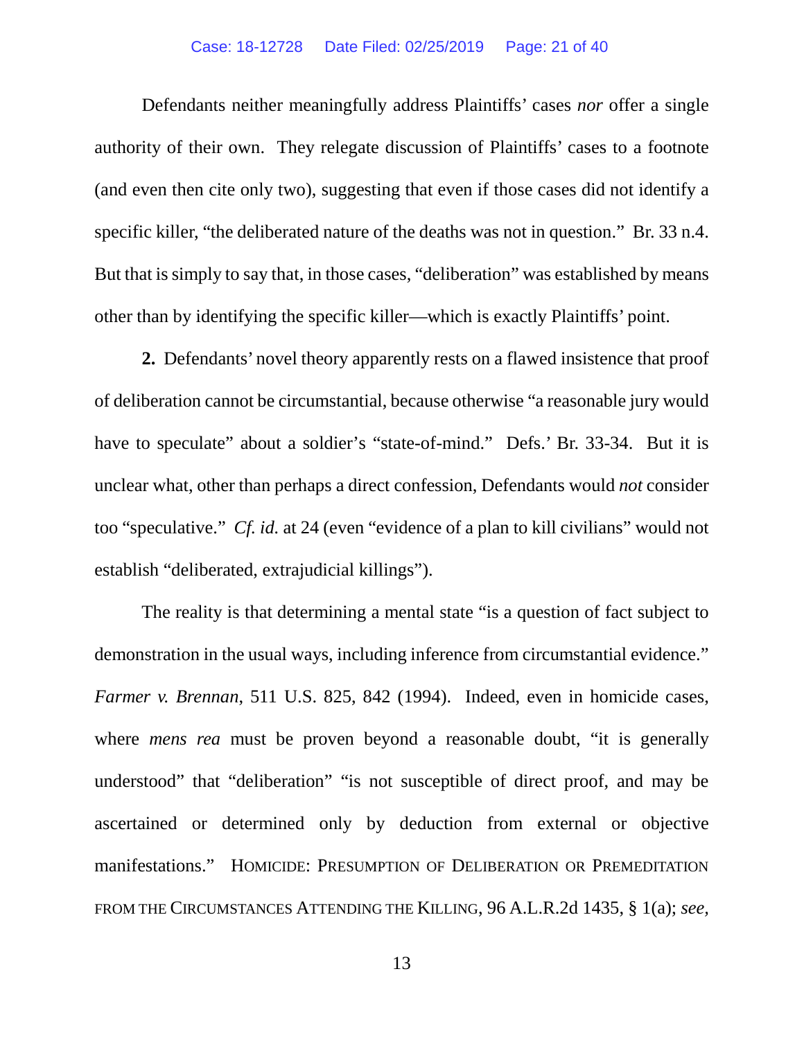Defendants neither meaningfully address Plaintiffs' cases *nor* offer a single authority of their own. They relegate discussion of Plaintiffs' cases to a footnote (and even then cite only two), suggesting that even if those cases did not identify a specific killer, "the deliberated nature of the deaths was not in question." Br. 33 n.4. But that is simply to say that, in those cases, "deliberation" was established by means other than by identifying the specific killer—which is exactly Plaintiffs' point.

**2.** Defendants' novel theory apparently rests on a flawed insistence that proof of deliberation cannot be circumstantial, because otherwise "a reasonable jury would have to speculate" about a soldier's "state-of-mind." Defs.' Br. 33-34. But it is unclear what, other than perhaps a direct confession, Defendants would *not* consider too "speculative." *Cf. id.* at 24 (even "evidence of a plan to kill civilians" would not establish "deliberated, extrajudicial killings").

The reality is that determining a mental state "is a question of fact subject to demonstration in the usual ways, including inference from circumstantial evidence." *Farmer v. Brennan*, 511 U.S. 825, 842 (1994). Indeed, even in homicide cases, where *mens rea* must be proven beyond a reasonable doubt, "it is generally understood" that "deliberation" "is not susceptible of direct proof, and may be ascertained or determined only by deduction from external or objective manifestations." HOMICIDE: PRESUMPTION OF DELIBERATION OR PREMEDITATION FROM THE CIRCUMSTANCES ATTENDING THE KILLING, 96 A.L.R.2d 1435, § 1(a); *see,*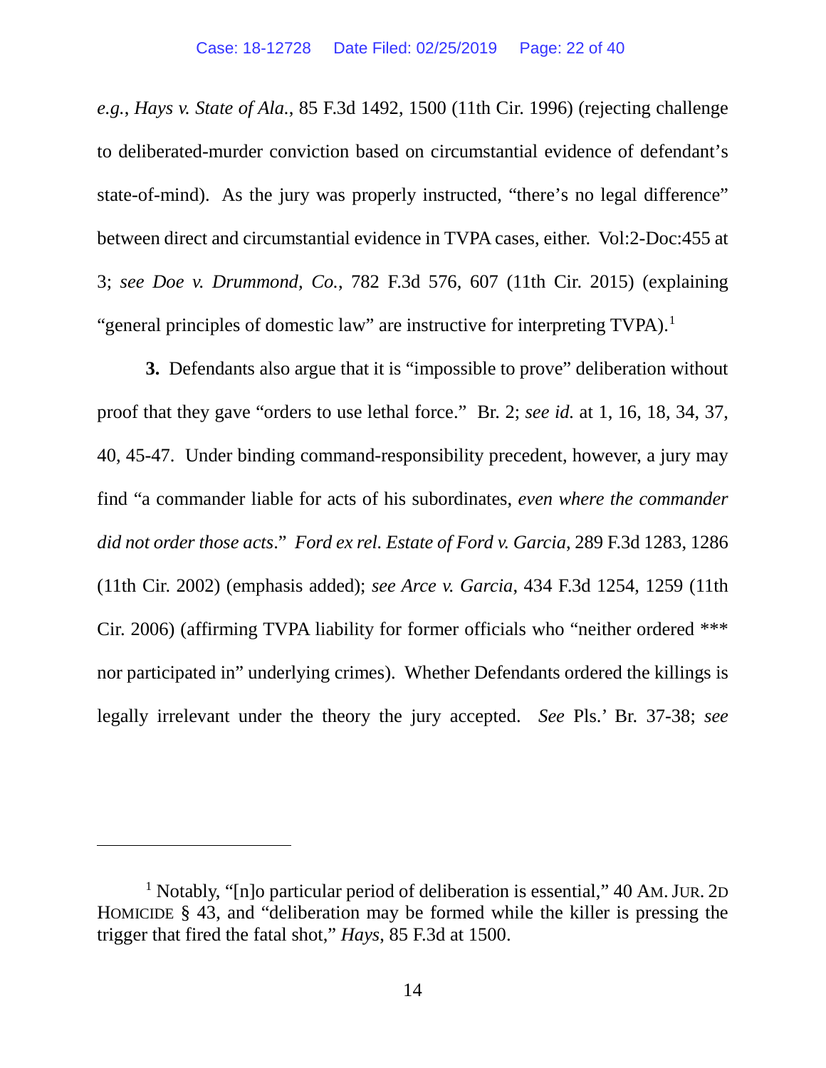*e.g.*, *Hays v. State of Ala.*, 85 F.3d 1492, 1500 (11th Cir. 1996) (rejecting challenge to deliberated-murder conviction based on circumstantial evidence of defendant's state-of-mind). As the jury was properly instructed, "there's no legal difference" between direct and circumstantial evidence in TVPA cases, either. Vol:2-Doc:455 at 3; *see Doe v. Drummond, Co.*, 782 F.3d 576, 607 (11th Cir. 2015) (explaining "general principles of domestic law" are instructive for interpreting TVPA).[1]

**3.** Defendants also argue that it is "impossible to prove" deliberation without proof that they gave "orders to use lethal force." Br. 2; *see id.* at 1, 16, 18, 34, 37, 40, 45-47. Under binding command-responsibility precedent, however, a jury may find "a commander liable for acts of his subordinates, *even where the commander did not order those acts*." *Ford ex rel. Estate of Ford v. Garcia*, 289 F.3d 1283, 1286 (11th Cir. 2002) (emphasis added); *see Arce v. Garcia*, 434 F.3d 1254, 1259 (11th Cir. 2006) (affirming TVPA liability for former officials who "neither ordered *** nor participated in" underlying crimes). Whether Defendants ordered the killings is legally irrelevant under the theory the jury accepted. *See* Pls.' Br. 37-38; *see*

---

[1] Notably, "[n]o particular period of deliberation is essential," 40 AM. JUR. 2D HOMICIDE § 43, and "deliberation may be formed while the killer is pressing the trigger that fired the fatal shot," *Hays*, 85 F.3d at 1500.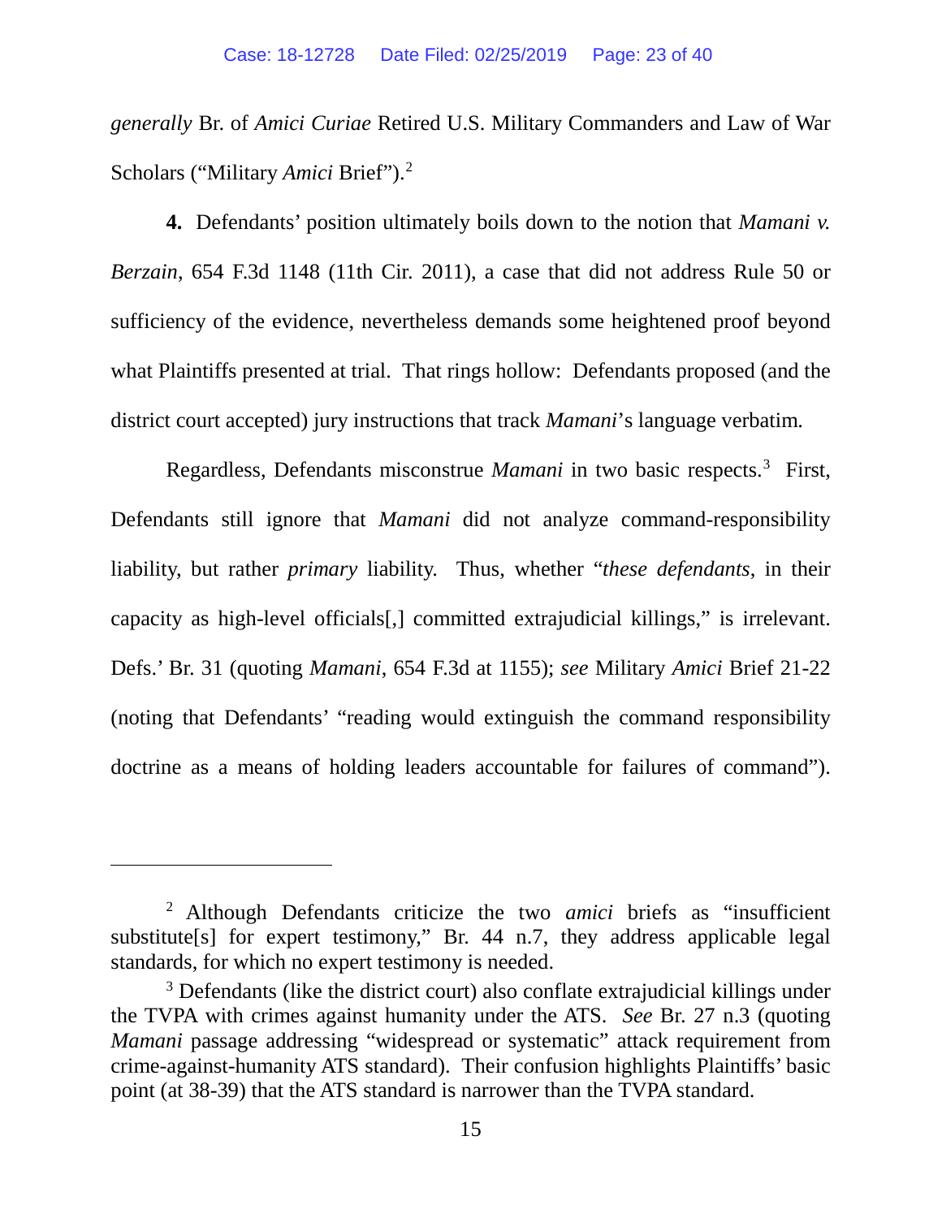*generally* Br. of *Amici Curiae* Retired U.S. Military Commanders and Law of War Scholars ("Military *Amici* Brief").[2]

**4.** Defendants' position ultimately boils down to the notion that *Mamani v. Berzain*, 654 F.3d 1148 (11th Cir. 2011), a case that did not address Rule 50 or sufficiency of the evidence, nevertheless demands some heightened proof beyond what Plaintiffs presented at trial. That rings hollow: Defendants proposed (and the district court accepted) jury instructions that track *Mamani*'s language verbatim.

Regardless, Defendants misconstrue *Mamani* in two basic respects.[3] First, Defendants still ignore that *Mamani* did not analyze command-responsibility liability, but rather *primary* liability. Thus, whether "*these defendants*, in their capacity as high-level officials[,] committed extrajudicial killings," is irrelevant. Defs.' Br. 31 (quoting *Mamani*, 654 F.3d at 1155); *see* Military *Amici* Brief 21-22 (noting that Defendants' "reading would extinguish the command responsibility doctrine as a means of holding leaders accountable for failures of command").

---

[2] Although Defendants criticize the two *amici* briefs as "insufficient substitute[s] for expert testimony," Br. 44 n.7, they address applicable legal standards, for which no expert testimony is needed.

[3] Defendants (like the district court) also conflate extrajudicial killings under the TVPA with crimes against humanity under the ATS. *See* Br. 27 n.3 (quoting *Mamani* passage addressing "widespread or systematic" attack requirement from crime-against-humanity ATS standard). Their confusion highlights Plaintiffs' basic point (at 38-39) that the ATS standard is narrower than the TVPA standard.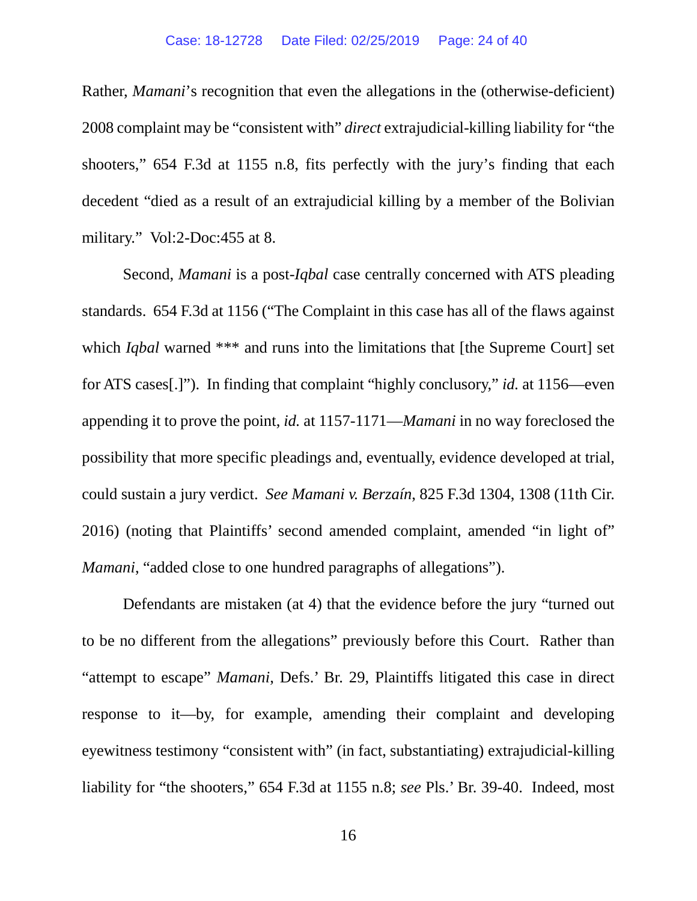Rather, *Mamani*'s recognition that even the allegations in the (otherwise-deficient) 2008 complaint may be "consistent with" *direct* extrajudicial-killing liability for "the shooters," 654 F.3d at 1155 n.8, fits perfectly with the jury's finding that each decedent "died as a result of an extrajudicial killing by a member of the Bolivian military." Vol:2-Doc:455 at 8.

Second, *Mamani* is a post-*Iqbal* case centrally concerned with ATS pleading standards. 654 F.3d at 1156 ("The Complaint in this case has all of the flaws against which *Iqbal* warned *** and runs into the limitations that [the Supreme Court] set for ATS cases[.]"). In finding that complaint "highly conclusory," *id.* at 1156—even appending it to prove the point, *id.* at 1157-1171—*Mamani* in no way foreclosed the possibility that more specific pleadings and, eventually, evidence developed at trial, could sustain a jury verdict. *See Mamani v. Berzaín*, 825 F.3d 1304, 1308 (11th Cir. 2016) (noting that Plaintiffs' second amended complaint, amended "in light of" *Mamani*, "added close to one hundred paragraphs of allegations").

Defendants are mistaken (at 4) that the evidence before the jury "turned out to be no different from the allegations" previously before this Court. Rather than "attempt to escape" *Mamani*, Defs.' Br. 29, Plaintiffs litigated this case in direct response to it—by, for example, amending their complaint and developing eyewitness testimony "consistent with" (in fact, substantiating) extrajudicial-killing liability for "the shooters," 654 F.3d at 1155 n.8; *see* Pls.' Br. 39-40. Indeed, most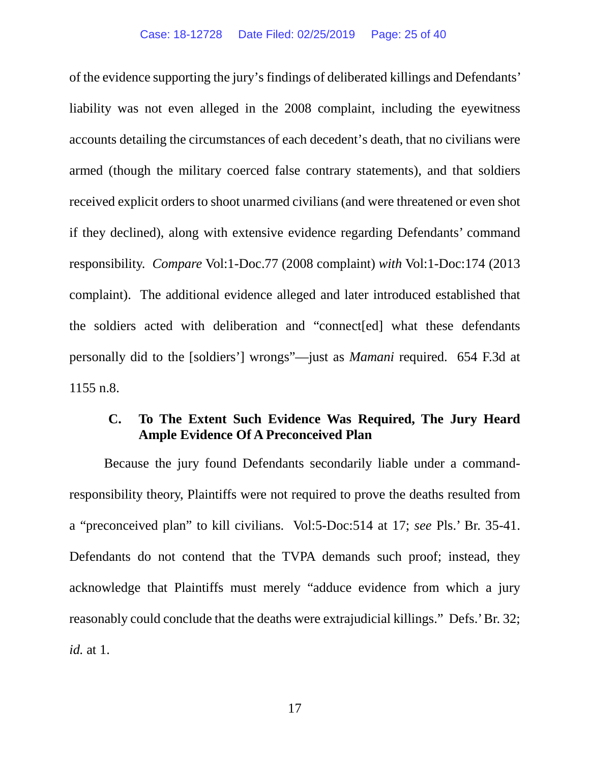of the evidence supporting the jury's findings of deliberated killings and Defendants' liability was not even alleged in the 2008 complaint, including the eyewitness accounts detailing the circumstances of each decedent's death, that no civilians were armed (though the military coerced false contrary statements), and that soldiers received explicit orders to shoot unarmed civilians (and were threatened or even shot if they declined), along with extensive evidence regarding Defendants' command responsibility. *Compare* Vol:1-Doc.77 (2008 complaint) *with* Vol:1-Doc:174 (2013 complaint). The additional evidence alleged and later introduced established that the soldiers acted with deliberation and "connect[ed] what these defendants personally did to the [soldiers'] wrongs"—just as *Mamani* required. 654 F.3d at 1155 n.8.

### C. To The Extent Such Evidence Was Required, The Jury Heard Ample Evidence Of A Preconceived Plan

Because the jury found Defendants secondarily liable under a command-responsibility theory, Plaintiffs were not required to prove the deaths resulted from a "preconceived plan" to kill civilians. Vol:5-Doc:514 at 17; *see* Pls.' Br. 35-41. Defendants do not contend that the TVPA demands such proof; instead, they acknowledge that Plaintiffs must merely "adduce evidence from which a jury reasonably could conclude that the deaths were extrajudicial killings." Defs.' Br. 32; *id.* at 1.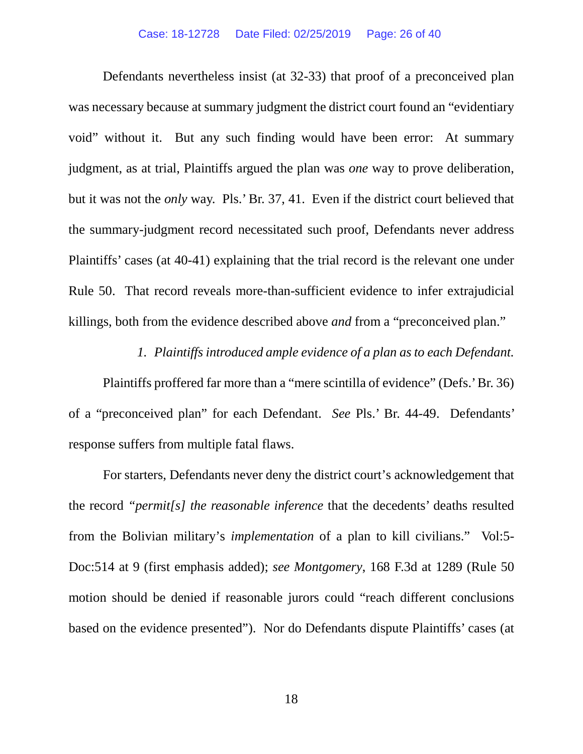Defendants nevertheless insist (at 32-33) that proof of a preconceived plan was necessary because at summary judgment the district court found an "evidentiary void" without it. But any such finding would have been error: At summary judgment, as at trial, Plaintiffs argued the plan was *one* way to prove deliberation, but it was not the *only* way. Pls.' Br. 37, 41. Even if the district court believed that the summary-judgment record necessitated such proof, Defendants never address Plaintiffs' cases (at 40-41) explaining that the trial record is the relevant one under Rule 50. That record reveals more-than-sufficient evidence to infer extrajudicial killings, both from the evidence described above *and* from a "preconceived plan."

*1. Plaintiffs introduced ample evidence of a plan as to each Defendant.*

Plaintiffs proffered far more than a "mere scintilla of evidence" (Defs.' Br. 36) of a "preconceived plan" for each Defendant. *See* Pls.' Br. 44-49. Defendants' response suffers from multiple fatal flaws.

For starters, Defendants never deny the district court's acknowledgement that the record "*permit[s] the reasonable inference* that the decedents' deaths resulted from the Bolivian military's *implementation* of a plan to kill civilians." Vol:5-Doc:514 at 9 (first emphasis added); *see Montgomery*, 168 F.3d at 1289 (Rule 50 motion should be denied if reasonable jurors could "reach different conclusions based on the evidence presented"). Nor do Defendants dispute Plaintiffs' cases (at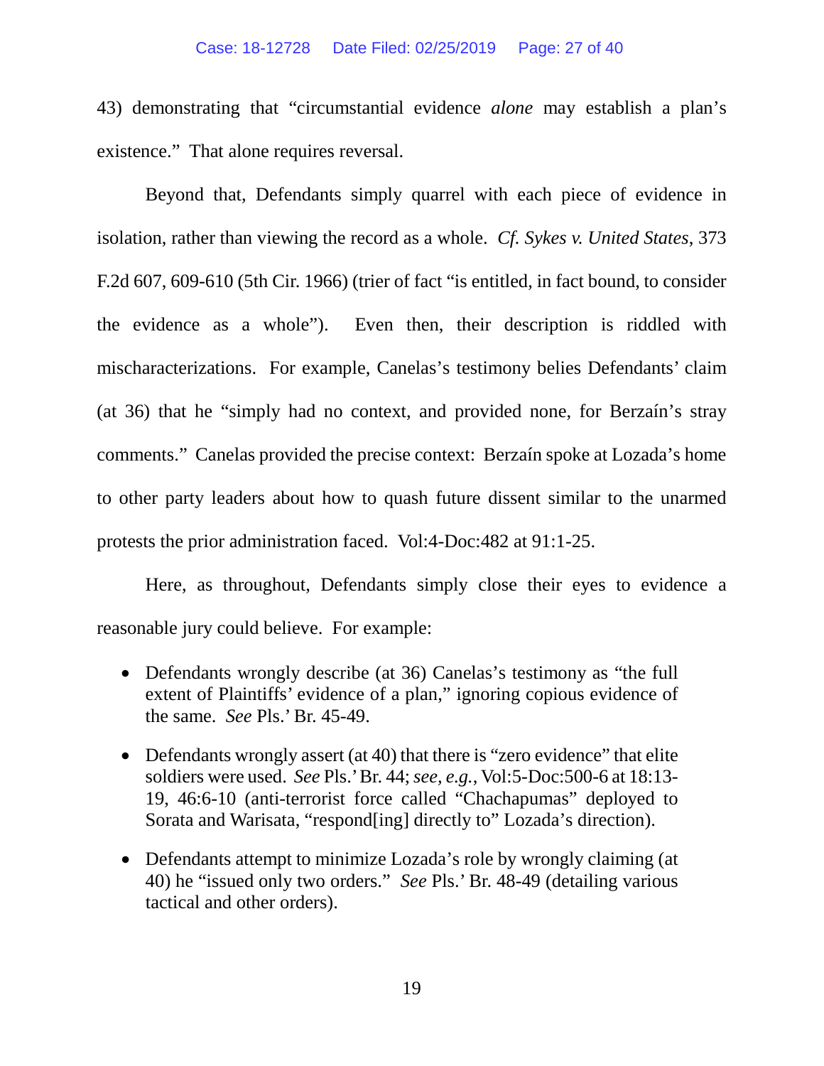43) demonstrating that "circumstantial evidence *alone* may establish a plan's existence." That alone requires reversal.

Beyond that, Defendants simply quarrel with each piece of evidence in isolation, rather than viewing the record as a whole. *Cf. Sykes v. United States*, 373 F.2d 607, 609-610 (5th Cir. 1966) (trier of fact "is entitled, in fact bound, to consider the evidence as a whole"). Even then, their description is riddled with mischaracterizations. For example, Canelas's testimony belies Defendants' claim (at 36) that he "simply had no context, and provided none, for Berzaín's stray comments." Canelas provided the precise context: Berzaín spoke at Lozada's home to other party leaders about how to quash future dissent similar to the unarmed protests the prior administration faced. Vol:4-Doc:482 at 91:1-25.

Here, as throughout, Defendants simply close their eyes to evidence a reasonable jury could believe. For example:

- Defendants wrongly describe (at 36) Canelas's testimony as "the full extent of Plaintiffs' evidence of a plan," ignoring copious evidence of the same. *See* Pls.' Br. 45-49.
- Defendants wrongly assert (at 40) that there is "zero evidence" that elite soldiers were used. *See* Pls.' Br. 44; *see, e.g.*, Vol:5-Doc:500-6 at 18:13-19, 46:6-10 (anti-terrorist force called "Chachapumas" deployed to Sorata and Warisata, "respond[ing] directly to" Lozada's direction).
- Defendants attempt to minimize Lozada's role by wrongly claiming (at 40) he "issued only two orders." *See* Pls.' Br. 48-49 (detailing various tactical and other orders).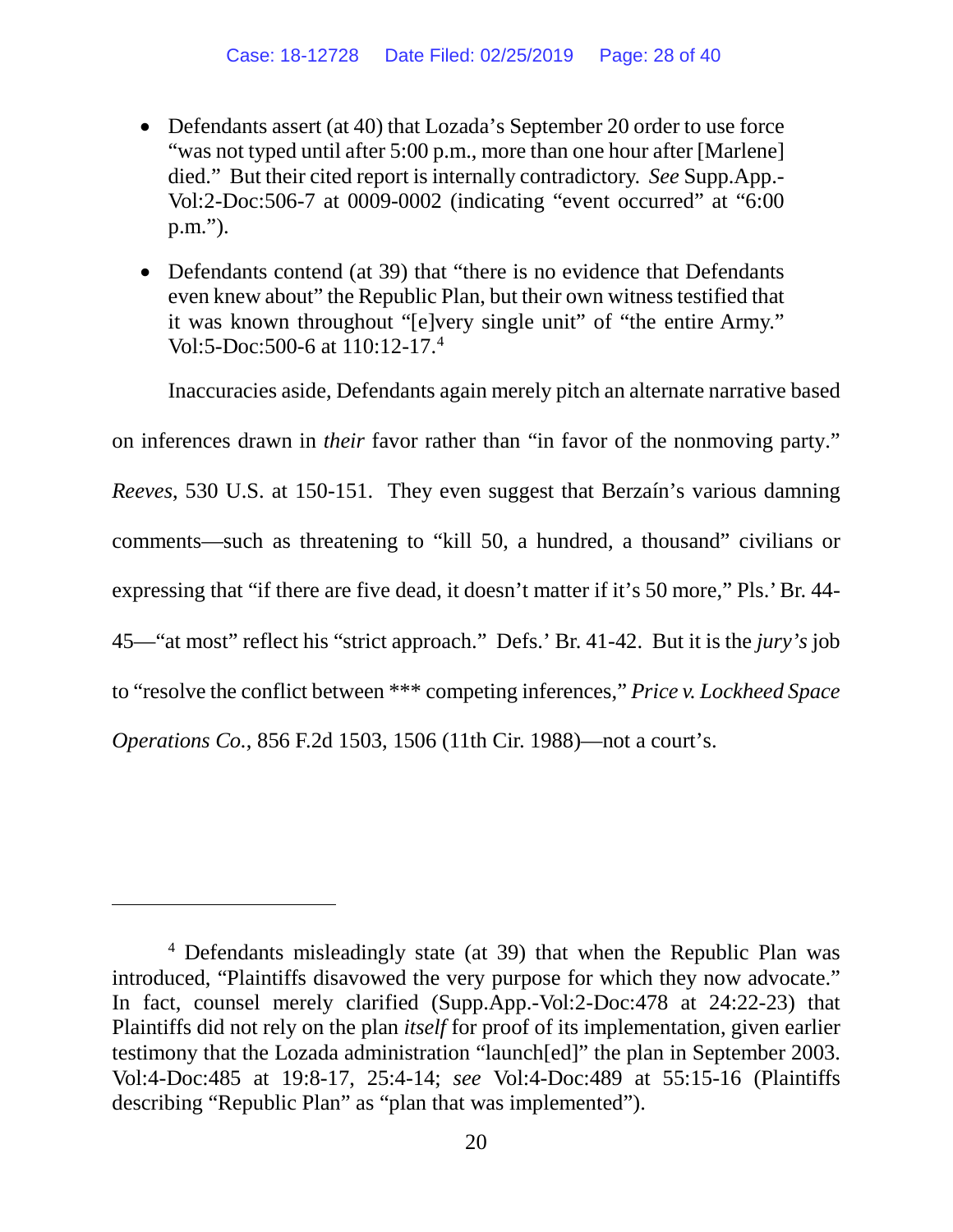- Defendants assert (at 40) that Lozada's September 20 order to use force "was not typed until after 5:00 p.m., more than one hour after [Marlene] died." But their cited report is internally contradictory. *See* Supp.App.-Vol:2-Doc:506-7 at 0009-0002 (indicating "event occurred" at "6:00 p.m.").

- Defendants contend (at 39) that "there is no evidence that Defendants even knew about" the Republic Plan, but their own witness testified that it was known throughout "[e]very single unit" of "the entire Army." Vol:5-Doc:500-6 at 110:12-17.[4]

Inaccuracies aside, Defendants again merely pitch an alternate narrative based on inferences drawn in *their* favor rather than "in favor of the nonmoving party." *Reeves*, 530 U.S. at 150-151. They even suggest that Berzaín's various damning comments—such as threatening to "kill 50, a hundred, a thousand" civilians or expressing that "if there are five dead, it doesn't matter if it's 50 more," Pls.' Br. 44-45—"at most" reflect his "strict approach." Defs.' Br. 41-42. But it is the *jury's* job to "resolve the conflict between *** competing inferences," *Price v. Lockheed Space Operations Co.*, 856 F.2d 1503, 1506 (11th Cir. 1988)—not a court's.

---

[4] Defendants misleadingly state (at 39) that when the Republic Plan was introduced, "Plaintiffs disavowed the very purpose for which they now advocate." In fact, counsel merely clarified (Supp.App.-Vol:2-Doc:478 at 24:22-23) that Plaintiffs did not rely on the plan *itself* for proof of its implementation, given earlier testimony that the Lozada administration "launch[ed]" the plan in September 2003. Vol:4-Doc:485 at 19:8-17, 25:4-14; *see* Vol:4-Doc:489 at 55:15-16 (Plaintiffs describing "Republic Plan" as "plan that was implemented").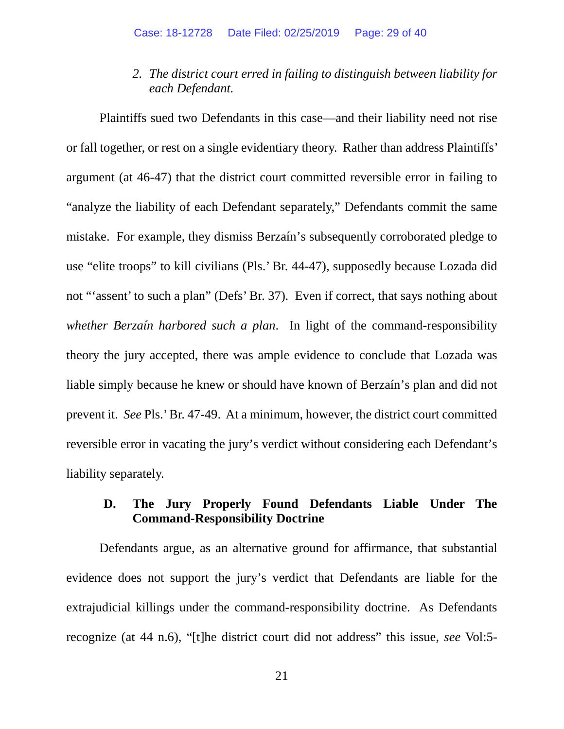2. *The district court erred in failing to distinguish between liability for each Defendant.*

Plaintiffs sued two Defendants in this case—and their liability need not rise or fall together, or rest on a single evidentiary theory. Rather than address Plaintiffs' argument (at 46-47) that the district court committed reversible error in failing to "analyze the liability of each Defendant separately," Defendants commit the same mistake. For example, they dismiss Berzaín's subsequently corroborated pledge to use "elite troops" to kill civilians (Pls.' Br. 44-47), supposedly because Lozada did not "'assent' to such a plan" (Defs' Br. 37). Even if correct, that says nothing about *whether Berzaín harbored such a plan*. In light of the command-responsibility theory the jury accepted, there was ample evidence to conclude that Lozada was liable simply because he knew or should have known of Berzaín's plan and did not prevent it. *See* Pls.' Br. 47-49. At a minimum, however, the district court committed reversible error in vacating the jury's verdict without considering each Defendant's liability separately.

### D. The Jury Properly Found Defendants Liable Under The Command-Responsibility Doctrine

Defendants argue, as an alternative ground for affirmance, that substantial evidence does not support the jury's verdict that Defendants are liable for the extrajudicial killings under the command-responsibility doctrine. As Defendants recognize (at 44 n.6), "[t]he district court did not address" this issue, *see* Vol:5-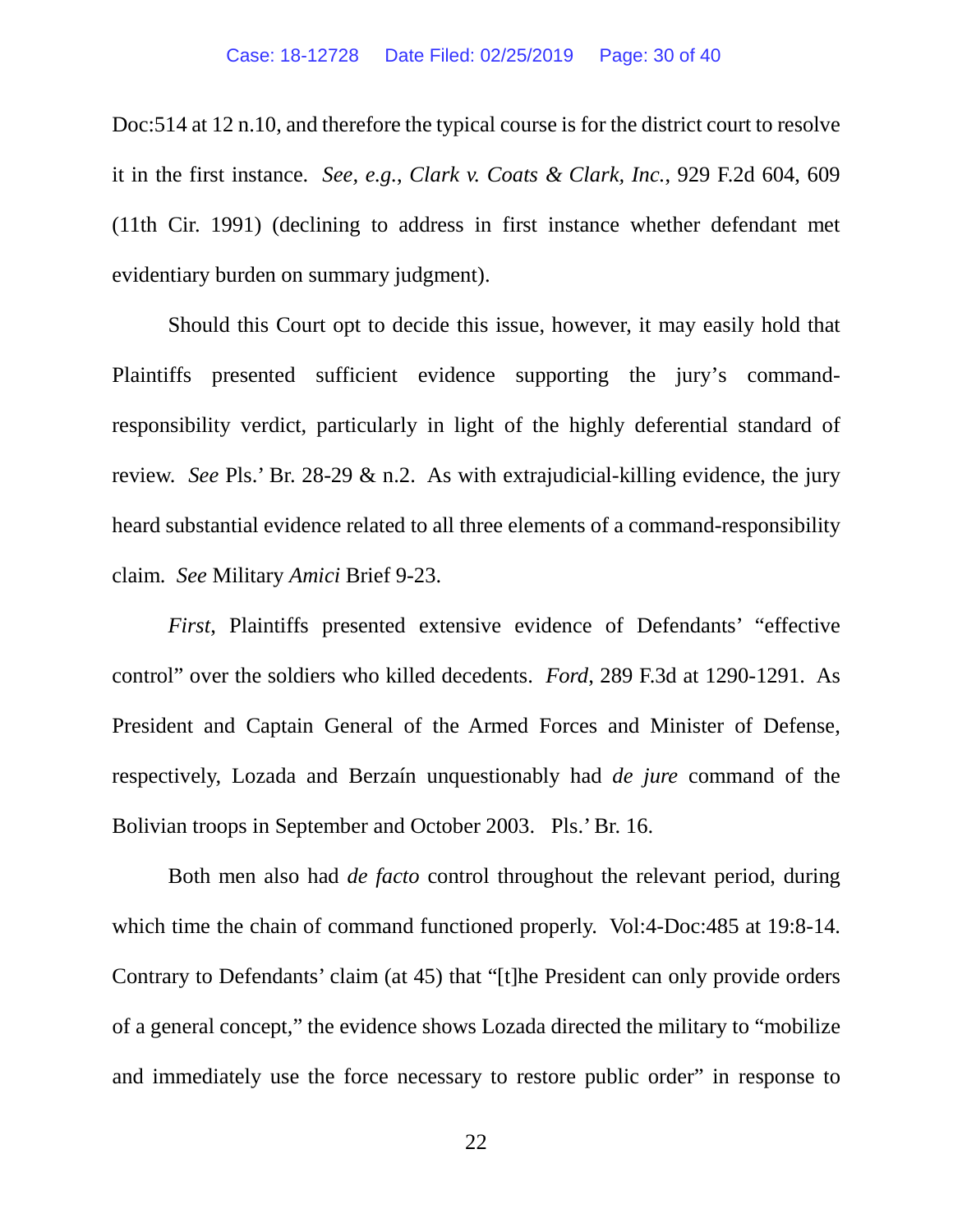Doc:514 at 12 n.10, and therefore the typical course is for the district court to resolve it in the first instance. *See, e.g.*, *Clark v. Coats & Clark, Inc.*, 929 F.2d 604, 609 (11th Cir. 1991) (declining to address in first instance whether defendant met evidentiary burden on summary judgment).

Should this Court opt to decide this issue, however, it may easily hold that Plaintiffs presented sufficient evidence supporting the jury's command-responsibility verdict, particularly in light of the highly deferential standard of review. *See* Pls.' Br. 28-29 & n.2. As with extrajudicial-killing evidence, the jury heard substantial evidence related to all three elements of a command-responsibility claim. *See* Military *Amici* Brief 9-23.

*First*, Plaintiffs presented extensive evidence of Defendants' "effective control" over the soldiers who killed decedents. *Ford*, 289 F.3d at 1290-1291. As President and Captain General of the Armed Forces and Minister of Defense, respectively, Lozada and Berzaín unquestionably had *de jure* command of the Bolivian troops in September and October 2003. Pls.' Br. 16.

Both men also had *de facto* control throughout the relevant period, during which time the chain of command functioned properly. Vol:4-Doc:485 at 19:8-14. Contrary to Defendants' claim (at 45) that "[t]he President can only provide orders of a general concept," the evidence shows Lozada directed the military to "mobilize and immediately use the force necessary to restore public order" in response to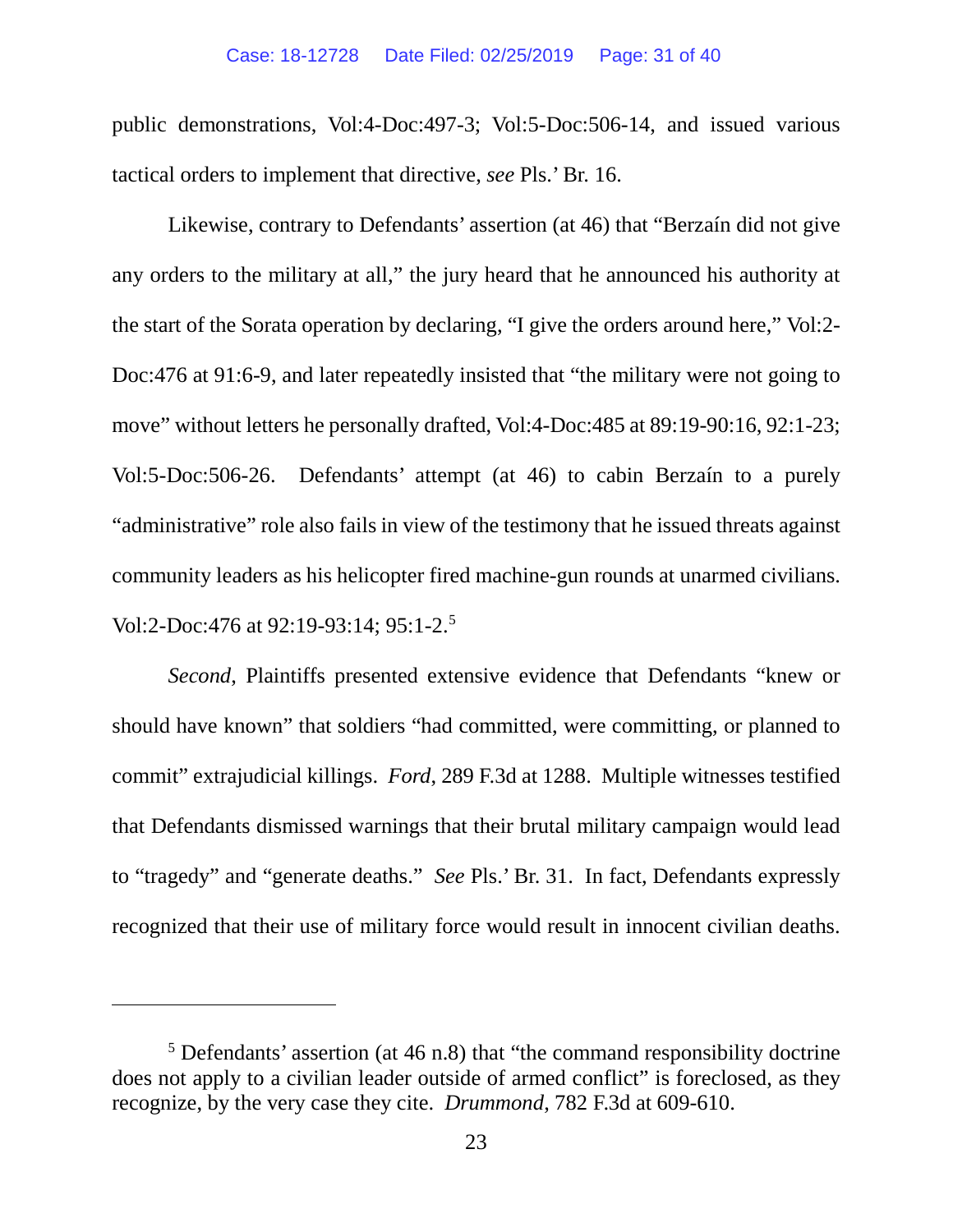public demonstrations, Vol:4-Doc:497-3; Vol:5-Doc:506-14, and issued various tactical orders to implement that directive, *see* Pls.' Br. 16.

Likewise, contrary to Defendants' assertion (at 46) that "Berzaín did not give any orders to the military at all," the jury heard that he announced his authority at the start of the Sorata operation by declaring, "I give the orders around here," Vol:2-Doc:476 at 91:6-9, and later repeatedly insisted that "the military were not going to move" without letters he personally drafted, Vol:4-Doc:485 at 89:19-90:16, 92:1-23; Vol:5-Doc:506-26. Defendants' attempt (at 46) to cabin Berzaín to a purely "administrative" role also fails in view of the testimony that he issued threats against community leaders as his helicopter fired machine-gun rounds at unarmed civilians. Vol:2-Doc:476 at 92:19-93:14; 95:1-2.[5]

*Second*, Plaintiffs presented extensive evidence that Defendants "knew or should have known" that soldiers "had committed, were committing, or planned to commit" extrajudicial killings. *Ford*, 289 F.3d at 1288. Multiple witnesses testified that Defendants dismissed warnings that their brutal military campaign would lead to "tragedy" and "generate deaths." *See* Pls.' Br. 31. In fact, Defendants expressly recognized that their use of military force would result in innocent civilian deaths.

---

[5] Defendants' assertion (at 46 n.8) that "the command responsibility doctrine does not apply to a civilian leader outside of armed conflict" is foreclosed, as they recognize, by the very case they cite. *Drummond*, 782 F.3d at 609-610.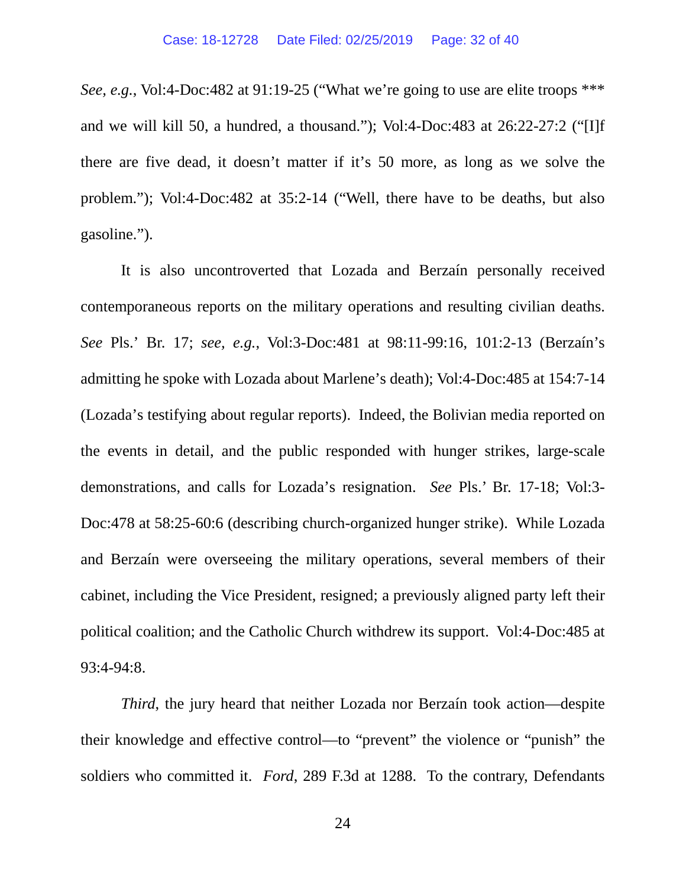*See, e.g.*, Vol:4-Doc:482 at 91:19-25 ("What we're going to use are elite troops *** and we will kill 50, a hundred, a thousand."); Vol:4-Doc:483 at 26:22-27:2 ("[I]f there are five dead, it doesn't matter if it's 50 more, as long as we solve the problem."); Vol:4-Doc:482 at 35:2-14 ("Well, there have to be deaths, but also gasoline.").

It is also uncontroverted that Lozada and Berzaín personally received contemporaneous reports on the military operations and resulting civilian deaths. *See* Pls.' Br. 17; *see, e.g.*, Vol:3-Doc:481 at 98:11-99:16, 101:2-13 (Berzaín's admitting he spoke with Lozada about Marlene's death); Vol:4-Doc:485 at 154:7-14 (Lozada's testifying about regular reports). Indeed, the Bolivian media reported on the events in detail, and the public responded with hunger strikes, large-scale demonstrations, and calls for Lozada's resignation. *See* Pls.' Br. 17-18; Vol:3-Doc:478 at 58:25-60:6 (describing church-organized hunger strike). While Lozada and Berzaín were overseeing the military operations, several members of their cabinet, including the Vice President, resigned; a previously aligned party left their political coalition; and the Catholic Church withdrew its support. Vol:4-Doc:485 at 93:4-94:8.

*Third*, the jury heard that neither Lozada nor Berzaín took action—despite their knowledge and effective control—to "prevent" the violence or "punish" the soldiers who committed it. *Ford*, 289 F.3d at 1288. To the contrary, Defendants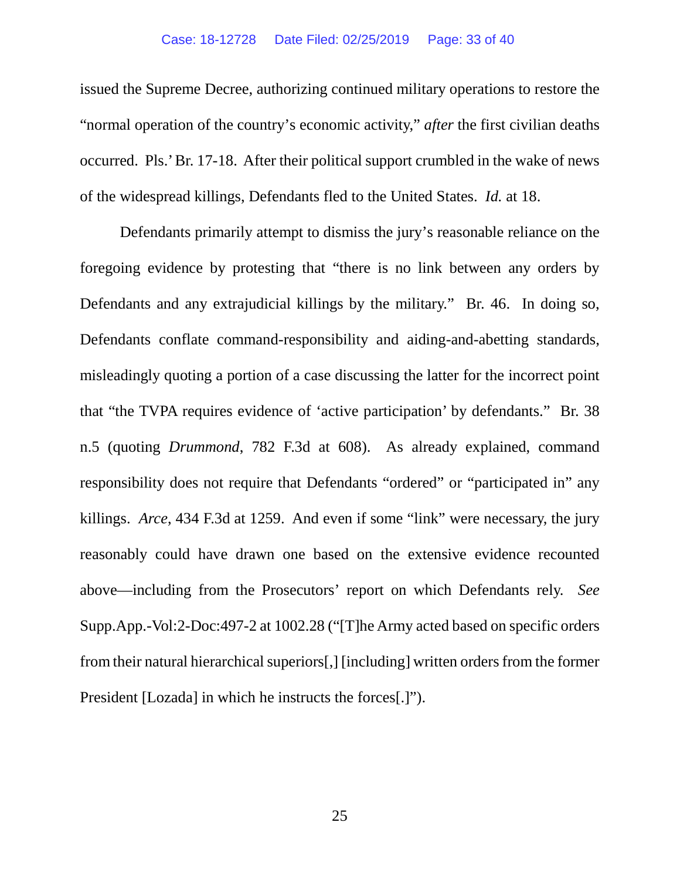issued the Supreme Decree, authorizing continued military operations to restore the "normal operation of the country's economic activity," *after* the first civilian deaths occurred. Pls.' Br. 17-18. After their political support crumbled in the wake of news of the widespread killings, Defendants fled to the United States. *Id.* at 18.

Defendants primarily attempt to dismiss the jury's reasonable reliance on the foregoing evidence by protesting that "there is no link between any orders by Defendants and any extrajudicial killings by the military." Br. 46. In doing so, Defendants conflate command-responsibility and aiding-and-abetting standards, misleadingly quoting a portion of a case discussing the latter for the incorrect point that "the TVPA requires evidence of 'active participation' by defendants." Br. 38 n.5 (quoting *Drummond*, 782 F.3d at 608). As already explained, command responsibility does not require that Defendants "ordered" or "participated in" any killings. *Arce*, 434 F.3d at 1259. And even if some "link" were necessary, the jury reasonably could have drawn one based on the extensive evidence recounted above—including from the Prosecutors' report on which Defendants rely. *See* Supp.App.-Vol:2-Doc:497-2 at 1002.28 ("[T]he Army acted based on specific orders from their natural hierarchical superiors[,] [including] written orders from the former President [Lozada] in which he instructs the forces[.]").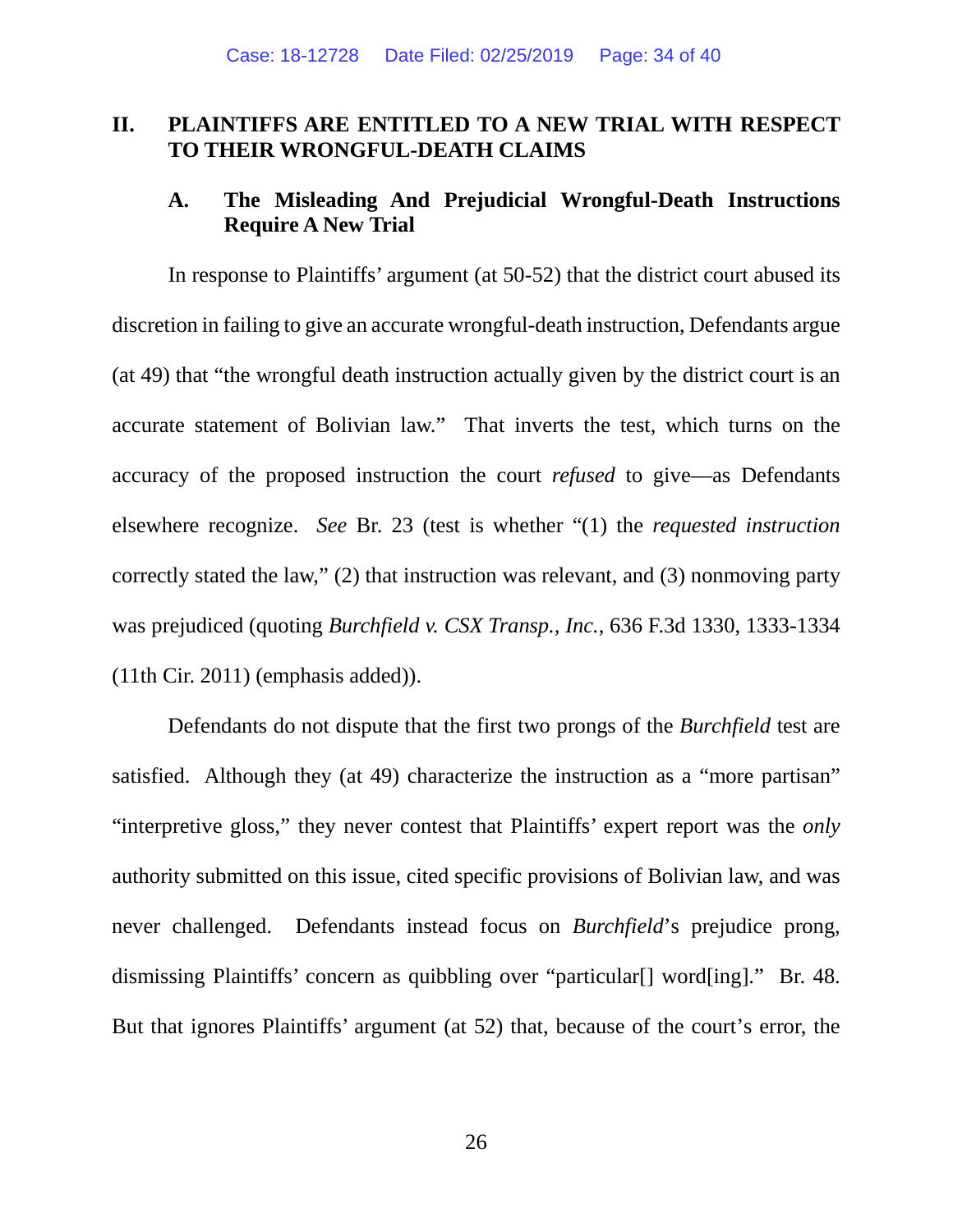## II. PLAINTIFFS ARE ENTITLED TO A NEW TRIAL WITH RESPECT TO THEIR WRONGFUL-DEATH CLAIMS

### A. The Misleading And Prejudicial Wrongful-Death Instructions Require A New Trial

In response to Plaintiffs' argument (at 50-52) that the district court abused its discretion in failing to give an accurate wrongful-death instruction, Defendants argue (at 49) that "the wrongful death instruction actually given by the district court is an accurate statement of Bolivian law." That inverts the test, which turns on the accuracy of the proposed instruction the court *refused* to give—as Defendants elsewhere recognize. *See* Br. 23 (test is whether "(1) the *requested instruction* correctly stated the law," (2) that instruction was relevant, and (3) nonmoving party was prejudiced (quoting *Burchfield v. CSX Transp., Inc.*, 636 F.3d 1330, 1333-1334 (11th Cir. 2011) (emphasis added)).

Defendants do not dispute that the first two prongs of the *Burchfield* test are satisfied. Although they (at 49) characterize the instruction as a "more partisan" "interpretive gloss," they never contest that Plaintiffs' expert report was the *only* authority submitted on this issue, cited specific provisions of Bolivian law, and was never challenged. Defendants instead focus on *Burchfield*'s prejudice prong, dismissing Plaintiffs' concern as quibbling over "particular[] word[ing]." Br. 48. But that ignores Plaintiffs' argument (at 52) that, because of the court's error, the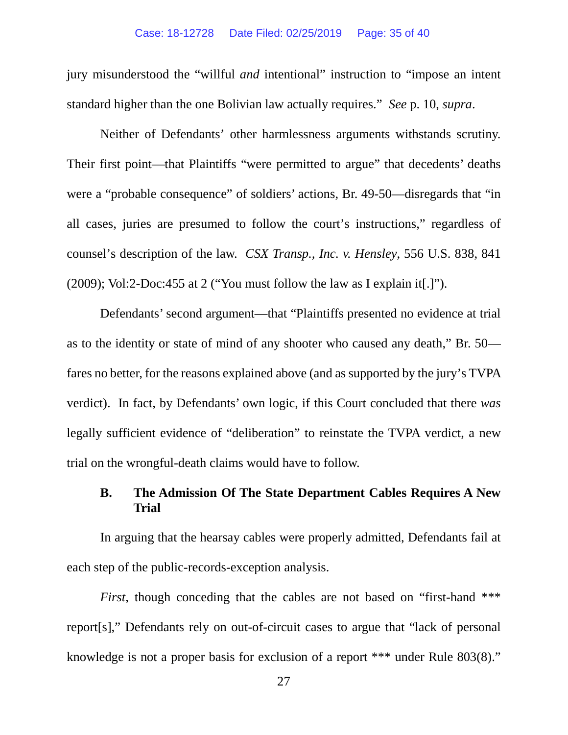jury misunderstood the "willful *and* intentional" instruction to "impose an intent standard higher than the one Bolivian law actually requires." *See* p. 10, *supra*.

Neither of Defendants' other harmlessness arguments withstands scrutiny. Their first point—that Plaintiffs "were permitted to argue" that decedents' deaths were a "probable consequence" of soldiers' actions, Br. 49-50—disregards that "in all cases, juries are presumed to follow the court's instructions," regardless of counsel's description of the law. *CSX Transp., Inc. v. Hensley*, 556 U.S. 838, 841 (2009); Vol:2-Doc:455 at 2 ("You must follow the law as I explain it[.]").

Defendants' second argument—that "Plaintiffs presented no evidence at trial as to the identity or state of mind of any shooter who caused any death," Br. 50—fares no better, for the reasons explained above (and as supported by the jury's TVPA verdict). In fact, by Defendants' own logic, if this Court concluded that there *was* legally sufficient evidence of "deliberation" to reinstate the TVPA verdict, a new trial on the wrongful-death claims would have to follow.

### B. The Admission Of The State Department Cables Requires A New Trial

In arguing that the hearsay cables were properly admitted, Defendants fail at each step of the public-records-exception analysis.

*First*, though conceding that the cables are not based on "first-hand *** report[s]," Defendants rely on out-of-circuit cases to argue that "lack of personal knowledge is not a proper basis for exclusion of a report *** under Rule 803(8)."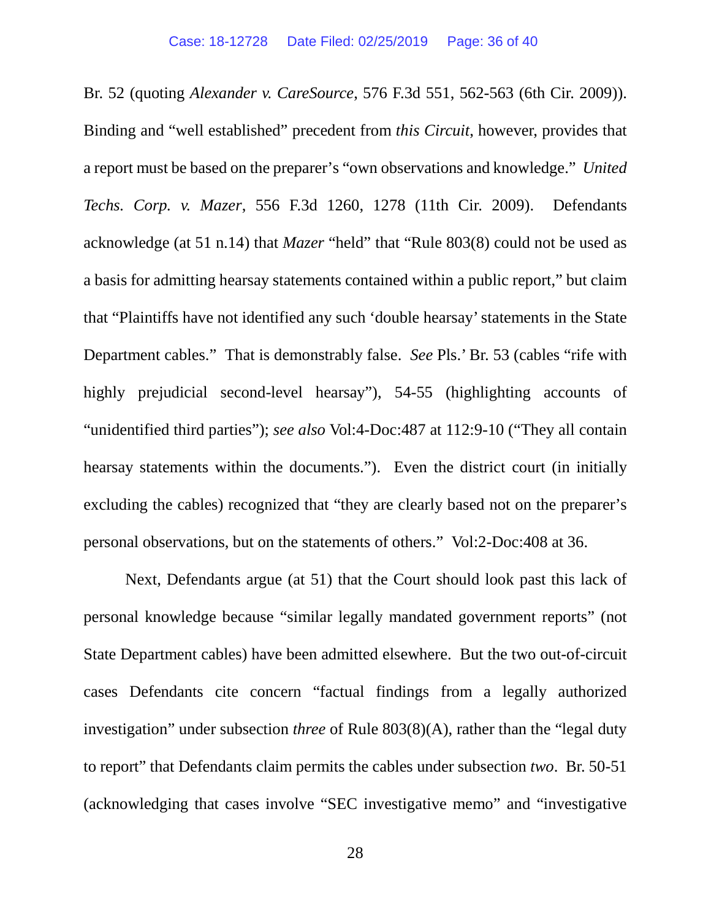Br. 52 (quoting *Alexander v. CareSource*, 576 F.3d 551, 562-563 (6th Cir. 2009)). Binding and "well established" precedent from *this Circuit*, however, provides that a report must be based on the preparer's "own observations and knowledge." *United Techs. Corp. v. Mazer*, 556 F.3d 1260, 1278 (11th Cir. 2009). Defendants acknowledge (at 51 n.14) that *Mazer* "held" that "Rule 803(8) could not be used as a basis for admitting hearsay statements contained within a public report," but claim that "Plaintiffs have not identified any such 'double hearsay' statements in the State Department cables." That is demonstrably false. *See* Pls.' Br. 53 (cables "rife with highly prejudicial second-level hearsay"), 54-55 (highlighting accounts of "unidentified third parties"); *see also* Vol:4-Doc:487 at 112:9-10 ("They all contain hearsay statements within the documents."). Even the district court (in initially excluding the cables) recognized that "they are clearly based not on the preparer's personal observations, but on the statements of others." Vol:2-Doc:408 at 36.

Next, Defendants argue (at 51) that the Court should look past this lack of personal knowledge because "similar legally mandated government reports" (not State Department cables) have been admitted elsewhere. But the two out-of-circuit cases Defendants cite concern "factual findings from a legally authorized investigation" under subsection *three* of Rule 803(8)(A), rather than the "legal duty to report" that Defendants claim permits the cables under subsection *two*. Br. 50-51 (acknowledging that cases involve "SEC investigative memo" and "investigative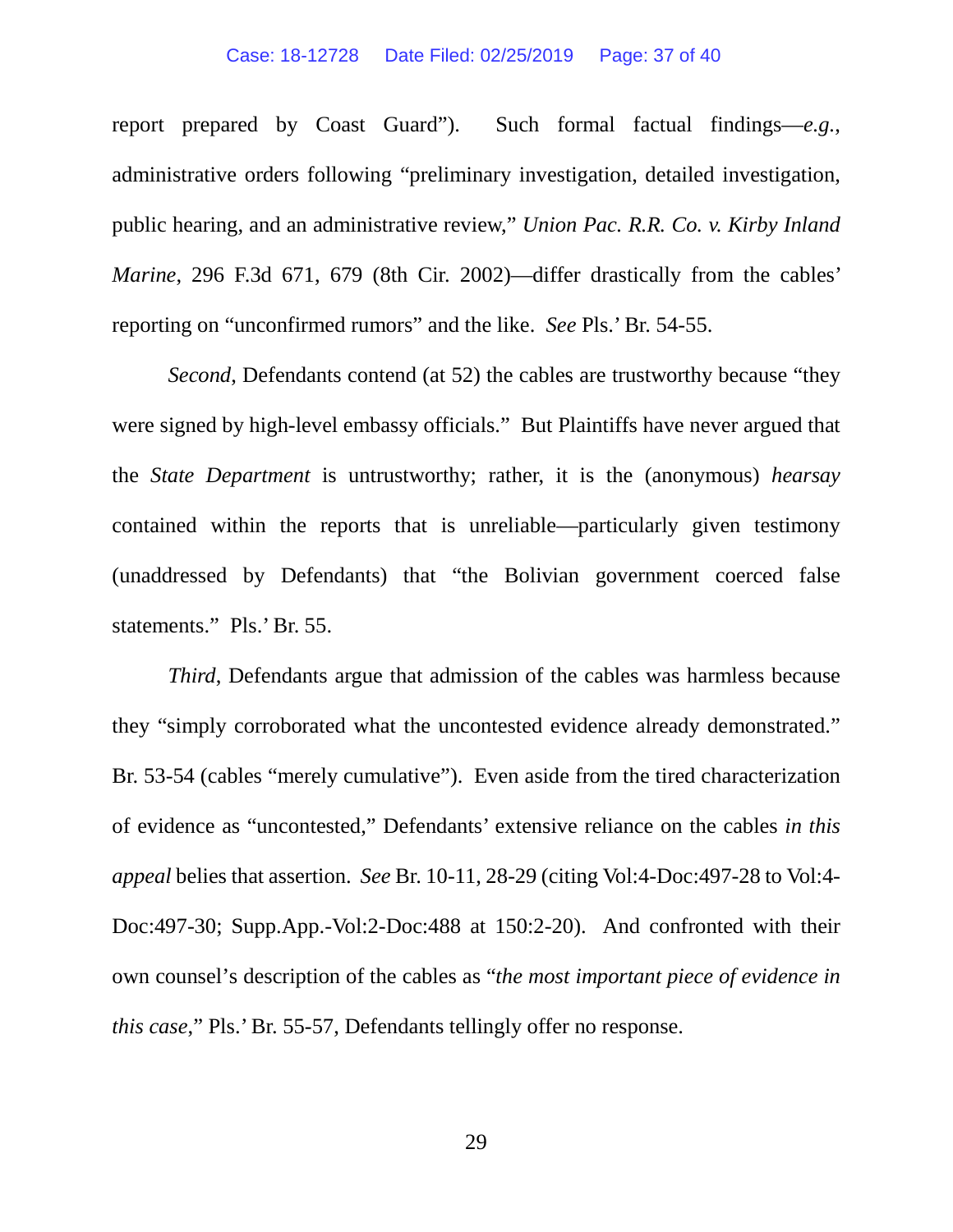report prepared by Coast Guard"). Such formal factual findings—*e.g.*, administrative orders following "preliminary investigation, detailed investigation, public hearing, and an administrative review," *Union Pac. R.R. Co. v. Kirby Inland Marine*, 296 F.3d 671, 679 (8th Cir. 2002)—differ drastically from the cables' reporting on "unconfirmed rumors" and the like. *See* Pls.' Br. 54-55.

*Second*, Defendants contend (at 52) the cables are trustworthy because "they were signed by high-level embassy officials." But Plaintiffs have never argued that the *State Department* is untrustworthy; rather, it is the (anonymous) *hearsay* contained within the reports that is unreliable—particularly given testimony (unaddressed by Defendants) that "the Bolivian government coerced false statements." Pls.' Br. 55.

*Third*, Defendants argue that admission of the cables was harmless because they "simply corroborated what the uncontested evidence already demonstrated." Br. 53-54 (cables "merely cumulative"). Even aside from the tired characterization of evidence as "uncontested," Defendants' extensive reliance on the cables *in this appeal* belies that assertion. *See* Br. 10-11, 28-29 (citing Vol:4-Doc:497-28 to Vol:4-Doc:497-30; Supp.App.-Vol:2-Doc:488 at 150:2-20). And confronted with their own counsel's description of the cables as "*the most important piece of evidence in this case*," Pls.' Br. 55-57, Defendants tellingly offer no response.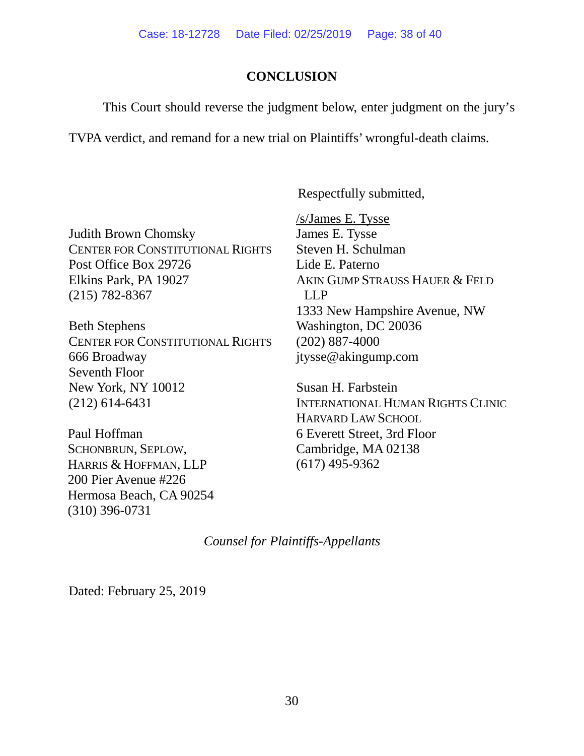## CONCLUSION

This Court should reverse the judgment below, enter judgment on the jury's TVPA verdict, and remand for a new trial on Plaintiffs' wrongful-death claims.

Respectfully submitted,

/s/James E. Tysse
James E. Tysse
Steven H. Schulman
Lide E. Paterno
AKIN GUMP STRAUSS HAUER & FELD LLP
1333 New Hampshire Avenue, NW
Washington, DC 20036
(202) 887-4000
jtysse@akingump.com

Susan H. Farbstein
INTERNATIONAL HUMAN RIGHTS CLINIC
HARVARD LAW SCHOOL
6 Everett Street, 3rd Floor
Cambridge, MA 02138
(617) 495-9362

Judith Brown Chomsky
CENTER FOR CONSTITUTIONAL RIGHTS
Post Office Box 29726
Elkins Park, PA 19027
(215) 782-8367

Beth Stephens
CENTER FOR CONSTITUTIONAL RIGHTS
666 Broadway
Seventh Floor
New York, NY 10012
(212) 614-6431

Paul Hoffman
SCHONBRUN, SEPLOW, HARRIS & HOFFMAN, LLP
200 Pier Avenue #226
Hermosa Beach, CA 90254
(310) 396-0731

*Counsel for Plaintiffs-Appellants*

Dated: February 25, 2019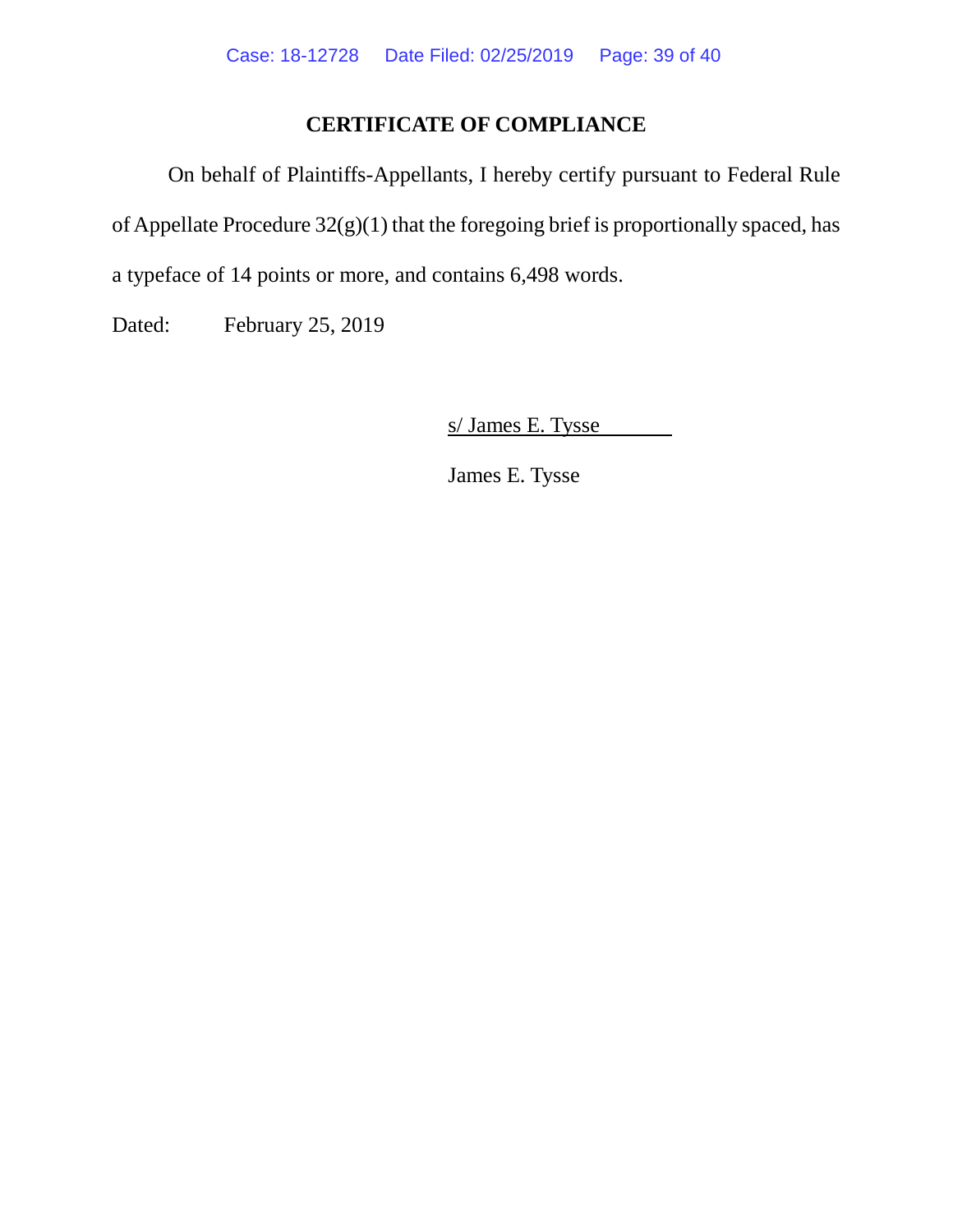## CERTIFICATE OF COMPLIANCE

On behalf of Plaintiffs-Appellants, I hereby certify pursuant to Federal Rule of Appellate Procedure 32(g)(1) that the foregoing brief is proportionally spaced, has a typeface of 14 points or more, and contains 6,498 words.

Dated: February 25, 2019

s/ James E. Tysse

James E. Tysse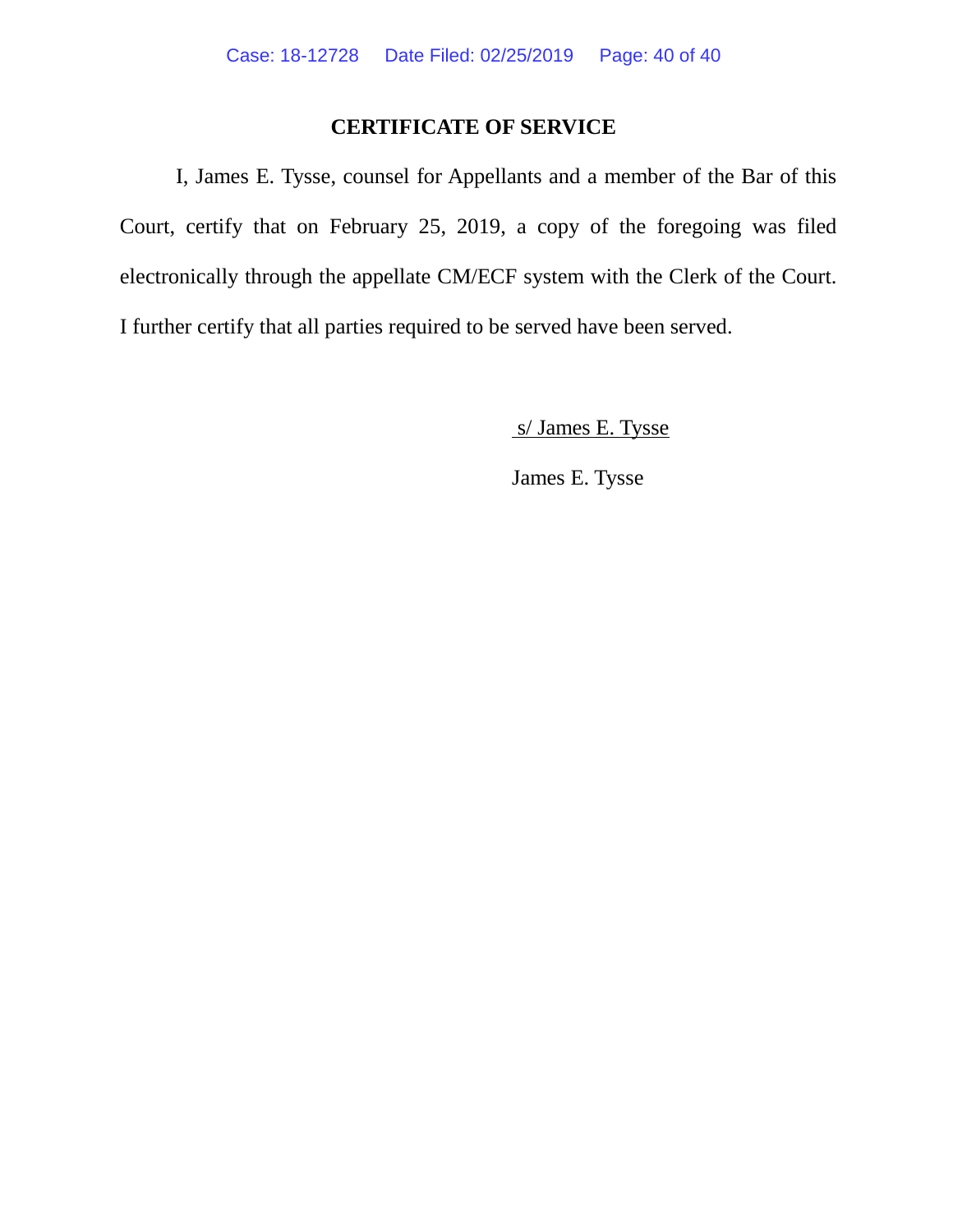## CERTIFICATE OF SERVICE

I, James E. Tysse, counsel for Appellants and a member of the Bar of this Court, certify that on February 25, 2019, a copy of the foregoing was filed electronically through the appellate CM/ECF system with the Clerk of the Court. I further certify that all parties required to be served have been served.

s/ James E. Tysse

James E. Tysse